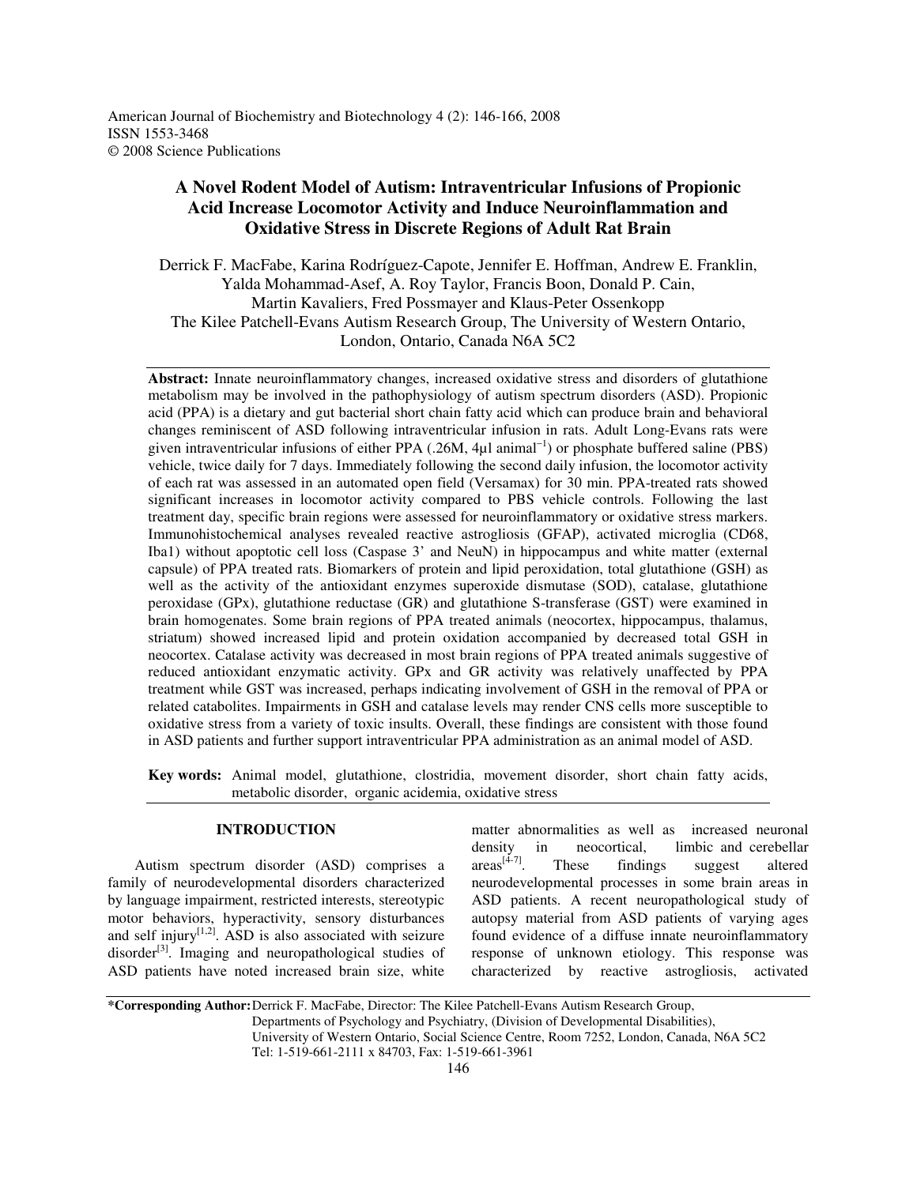American Journal of Biochemistry and Biotechnology 4 (2): 146-166, 2008
ISSN 1553-3468
© 2008 Science Publications

# A Novel Rodent Model of Autism: Intraventricular Infusions of Propionic Acid Increase Locomotor Activity and Induce Neuroinflammation and Oxidative Stress in Discrete Regions of Adult Rat Brain

Derrick F. MacFabe, Karina Rodríguez-Capote, Jennifer E. Hoffman, Andrew E. Franklin, Yalda Mohammad-Asef, A. Roy Taylor, Francis Boon, Donald P. Cain, Martin Kavaliers, Fred Possmayer and Klaus-Peter Ossenkopp
The Kilee Patchell-Evans Autism Research Group, The University of Western Ontario, London, Ontario, Canada N6A 5C2

**Abstract:** Innate neuroinflammatory changes, increased oxidative stress and disorders of glutathione metabolism may be involved in the pathophysiology of autism spectrum disorders (ASD). Propionic acid (PPA) is a dietary and gut bacterial short chain fatty acid which can produce brain and behavioral changes reminiscent of ASD following intraventricular infusion in rats. Adult Long-Evans rats were given intraventricular infusions of either PPA (.26M, 4μl animal$^{-1}$) or phosphate buffered saline (PBS) vehicle, twice daily for 7 days. Immediately following the second daily infusion, the locomotor activity of each rat was assessed in an automated open field (Versamax) for 30 min. PPA-treated rats showed significant increases in locomotor activity compared to PBS vehicle controls. Following the last treatment day, specific brain regions were assessed for neuroinflammatory or oxidative stress markers. Immunohistochemical analyses revealed reactive astrogliosis (GFAP), activated microglia (CD68, Iba1) without apoptotic cell loss (Caspase 3' and NeuN) in hippocampus and white matter (external capsule) of PPA treated rats. Biomarkers of protein and lipid peroxidation, total glutathione (GSH) as well as the activity of the antioxidant enzymes superoxide dismutase (SOD), catalase, glutathione peroxidase (GPx), glutathione reductase (GR) and glutathione S-transferase (GST) were examined in brain homogenates. Some brain regions of PPA treated animals (neocortex, hippocampus, thalamus, striatum) showed increased lipid and protein oxidation accompanied by decreased total GSH in neocortex. Catalase activity was decreased in most brain regions of PPA treated animals suggestive of reduced antioxidant enzymatic activity. GPx and GR activity was relatively unaffected by PPA treatment while GST was increased, perhaps indicating involvement of GSH in the removal of PPA or related catabolites. Impairments in GSH and catalase levels may render CNS cells more susceptible to oxidative stress from a variety of toxic insults. Overall, these findings are consistent with those found in ASD patients and further support intraventricular PPA administration as an animal model of ASD.

**Key words:** Animal model, glutathione, clostridia, movement disorder, short chain fatty acids, metabolic disorder, organic acidemia, oxidative stress

## INTRODUCTION

Autism spectrum disorder (ASD) comprises a family of neurodevelopmental disorders characterized by language impairment, restricted interests, stereotypic motor behaviors, hyperactivity, sensory disturbances and self injury[1,2]. ASD is also associated with seizure disorder[3]. Imaging and neuropathological studies of ASD patients have noted increased brain size, white matter abnormalities as well as increased neuronal density in neocortical, limbic and cerebellar areas[4-7]. These findings suggest altered neurodevelopmental processes in some brain areas in ASD patients. A recent neuropathological study of autopsy material from ASD patients of varying ages found evidence of a diffuse innate neuroinflammatory response of unknown etiology. This response was characterized by reactive astrogliosis, activated

**\*Corresponding Author:** Derrick F. MacFabe, Director: The Kilee Patchell-Evans Autism Research Group, Departments of Psychology and Psychiatry, (Division of Developmental Disabilities), University of Western Ontario, Social Science Centre, Room 7252, London, Canada, N6A 5C2 Tel: 1-519-661-2111 x 84703, Fax: 1-519-661-3961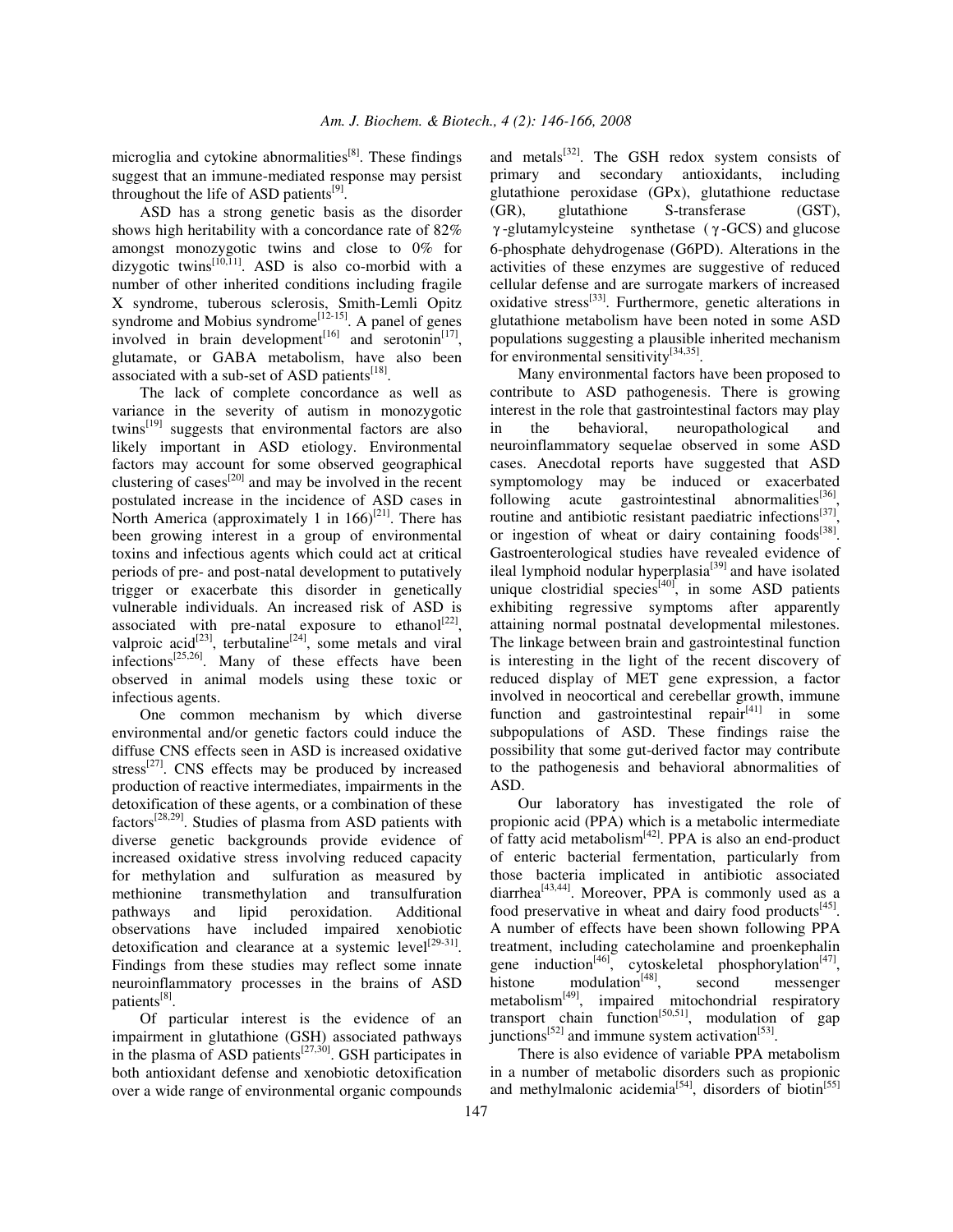microglia and cytokine abnormalities[8]. These findings suggest that an immune-mediated response may persist throughout the life of ASD patients[9].

ASD has a strong genetic basis as the disorder shows high heritability with a concordance rate of 82% amongst monozygotic twins and close to 0% for dizygotic twins[10,11]. ASD is also co-morbid with a number of other inherited conditions including fragile X syndrome, tuberous sclerosis, Smith-Lemli Opitz syndrome and Mobius syndrome[12-15]. A panel of genes involved in brain development[16] and serotonin[17], glutamate, or GABA metabolism, have also been associated with a sub-set of ASD patients[18].

The lack of complete concordance as well as variance in the severity of autism in monozygotic twins[19] suggests that environmental factors are also likely important in ASD etiology. Environmental factors may account for some observed geographical clustering of cases[20] and may be involved in the recent postulated increase in the incidence of ASD cases in North America (approximately 1 in 166)[21]. There has been growing interest in a group of environmental toxins and infectious agents which could act at critical periods of pre- and post-natal development to putatively trigger or exacerbate this disorder in genetically vulnerable individuals. An increased risk of ASD is associated with pre-natal exposure to ethanol[22], valproic acid[23], terbutaline[24], some metals and viral infections[25,26]. Many of these effects have been observed in animal models using these toxic or infectious agents.

One common mechanism by which diverse environmental and/or genetic factors could induce the diffuse CNS effects seen in ASD is increased oxidative stress[27]. CNS effects may be produced by increased production of reactive intermediates, impairments in the detoxification of these agents, or a combination of these factors[28,29]. Studies of plasma from ASD patients with diverse genetic backgrounds provide evidence of increased oxidative stress involving reduced capacity for methylation and sulfuration as measured by methionine transmethylation and transulfuration pathways and lipid peroxidation. Additional observations have included impaired xenobiotic detoxification and clearance at a systemic level[29-31]. Findings from these studies may reflect some innate neuroinflammatory processes in the brains of ASD patients[8].

Of particular interest is the evidence of an impairment in glutathione (GSH) associated pathways in the plasma of ASD patients[27,30]. GSH participates in both antioxidant defense and xenobiotic detoxification over a wide range of environmental organic compounds and metals[32]. The GSH redox system consists of primary and secondary antioxidants, including glutathione peroxidase (GPx), glutathione reductase (GR), glutathione S-transferase (GST), $\gamma$-glutamylcysteine synthetase ($\gamma$-GCS) and glucose 6-phosphate dehydrogenase (G6PD). Alterations in the activities of these enzymes are suggestive of reduced cellular defense and are surrogate markers of increased oxidative stress[33]. Furthermore, genetic alterations in glutathione metabolism have been noted in some ASD populations suggesting a plausible inherited mechanism for environmental sensitivity[34,35].

Many environmental factors have been proposed to contribute to ASD pathogenesis. There is growing interest in the role that gastrointestinal factors may play in the behavioral, neuropathological and neuroinflammatory sequelae observed in some ASD cases. Anecdotal reports have suggested that ASD symptomology may be induced or exacerbated following acute gastrointestinal abnormalities[36], routine and antibiotic resistant paediatric infections[37], or ingestion of wheat or dairy containing foods[38]. Gastroenterological studies have revealed evidence of ileal lymphoid nodular hyperplasia[39] and have isolated unique clostridial species[40], in some ASD patients exhibiting regressive symptoms after apparently attaining normal postnatal developmental milestones. The linkage between brain and gastrointestinal function is interesting in the light of the recent discovery of reduced display of MET gene expression, a factor involved in neocortical and cerebellar growth, immune function and gastrointestinal repair[41] in some subpopulations of ASD. These findings raise the possibility that some gut-derived factor may contribute to the pathogenesis and behavioral abnormalities of ASD.

Our laboratory has investigated the role of propionic acid (PPA) which is a metabolic intermediate of fatty acid metabolism[42]. PPA is also an end-product of enteric bacterial fermentation, particularly from those bacteria implicated in antibiotic associated diarrhea[43,44]. Moreover, PPA is commonly used as a food preservative in wheat and dairy food products[45]. A number of effects have been shown following PPA treatment, including catecholamine and proenkephalin gene induction[46], cytoskeletal phosphorylation[47], histone modulation[48], second messenger metabolism[49], impaired mitochondrial respiratory transport chain function[50,51], modulation of gap junctions[52] and immune system activation[53].

There is also evidence of variable PPA metabolism in a number of metabolic disorders such as propionic and methylmalonic acidemia[54], disorders of biotin[55]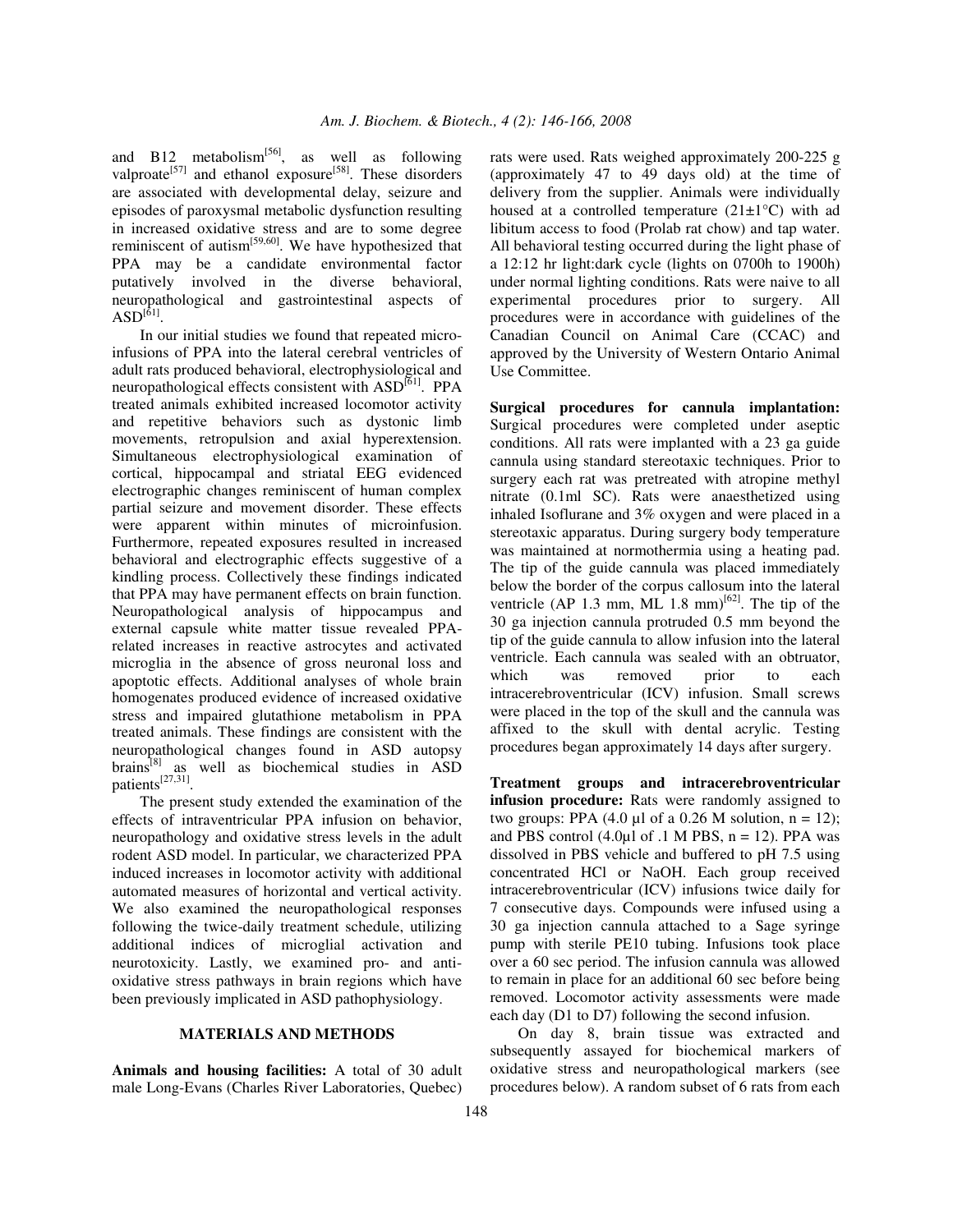and B12 metabolism[56], as well as following valproate[57] and ethanol exposure[58]. These disorders are associated with developmental delay, seizure and episodes of paroxysmal metabolic dysfunction resulting in increased oxidative stress and are to some degree reminiscent of autism[59,60]. We have hypothesized that PPA may be a candidate environmental factor putatively involved in the diverse behavioral, neuropathological and gastrointestinal aspects of ASD[61].

In our initial studies we found that repeated micro-infusions of PPA into the lateral cerebral ventricles of adult rats produced behavioral, electrophysiological and neuropathological effects consistent with ASD[61]. PPA treated animals exhibited increased locomotor activity and repetitive behaviors such as dystonic limb movements, retropulsion and axial hyperextension. Simultaneous electrophysiological examination of cortical, hippocampal and striatal EEG evidenced electrographic changes reminiscent of human complex partial seizure and movement disorder. These effects were apparent within minutes of microinfusion. Furthermore, repeated exposures resulted in increased behavioral and electrographic effects suggestive of a kindling process. Collectively these findings indicated that PPA may have permanent effects on brain function. Neuropathological analysis of hippocampus and external capsule white matter tissue revealed PPA-related increases in reactive astrocytes and activated microglia in the absence of gross neuronal loss and apoptotic effects. Additional analyses of whole brain homogenates produced evidence of increased oxidative stress and impaired glutathione metabolism in PPA treated animals. These findings are consistent with the neuropathological changes found in ASD autopsy brains[8] as well as biochemical studies in ASD patients[27,31].

The present study extended the examination of the effects of intraventricular PPA infusion on behavior, neuropathology and oxidative stress levels in the adult rodent ASD model. In particular, we characterized PPA induced increases in locomotor activity with additional automated measures of horizontal and vertical activity. We also examined the neuropathological responses following the twice-daily treatment schedule, utilizing additional indices of microglial activation and neurotoxicity. Lastly, we examined pro- and anti-oxidative stress pathways in brain regions which have been previously implicated in ASD pathophysiology.

## MATERIALS AND METHODS

**Animals and housing facilities:** A total of 30 adult male Long-Evans (Charles River Laboratories, Quebec) rats were used. Rats weighed approximately 200-225 g (approximately 47 to 49 days old) at the time of delivery from the supplier. Animals were individually housed at a controlled temperature (21±1°C) with ad libitum access to food (Prolab rat chow) and tap water. All behavioral testing occurred during the light phase of a 12:12 hr light:dark cycle (lights on 0700h to 1900h) under normal lighting conditions. Rats were naive to all experimental procedures prior to surgery. All procedures were in accordance with guidelines of the Canadian Council on Animal Care (CCAC) and approved by the University of Western Ontario Animal Use Committee.

**Surgical procedures for cannula implantation:** Surgical procedures were completed under aseptic conditions. All rats were implanted with a 23 ga guide cannula using standard stereotaxic techniques. Prior to surgery each rat was pretreated with atropine methyl nitrate (0.1ml SC). Rats were anaesthetized using inhaled Isoflurane and 3% oxygen and were placed in a stereotaxic apparatus. During surgery body temperature was maintained at normothermia using a heating pad. The tip of the guide cannula was placed immediately below the border of the corpus callosum into the lateral ventricle (AP 1.3 mm, ML 1.8 mm)[62]. The tip of the 30 ga injection cannula protruded 0.5 mm beyond the tip of the guide cannula to allow infusion into the lateral ventricle. Each cannula was sealed with an obturator, which was removed prior to each intracerebroventricular (ICV) infusion. Small screws were placed in the top of the skull and the cannula was affixed to the skull with dental acrylic. Testing procedures began approximately 14 days after surgery.

**Treatment groups and intracerebroventricular infusion procedure:** Rats were randomly assigned to two groups: PPA (4.0 µl of a 0.26 M solution, n = 12); and PBS control (4.0µl of .1 M PBS, n = 12). PPA was dissolved in PBS vehicle and buffered to pH 7.5 using concentrated HCl or NaOH. Each group received intracerebroventricular (ICV) infusions twice daily for 7 consecutive days. Compounds were infused using a 30 ga injection cannula attached to a Sage syringe pump with sterile PE10 tubing. Infusions took place over a 60 sec period. The infusion cannula was allowed to remain in place for an additional 60 sec before being removed. Locomotor activity assessments were made each day (D1 to D7) following the second infusion.

On day 8, brain tissue was extracted and subsequently assayed for biochemical markers of oxidative stress and neuropathological markers (see procedures below). A random subset of 6 rats from each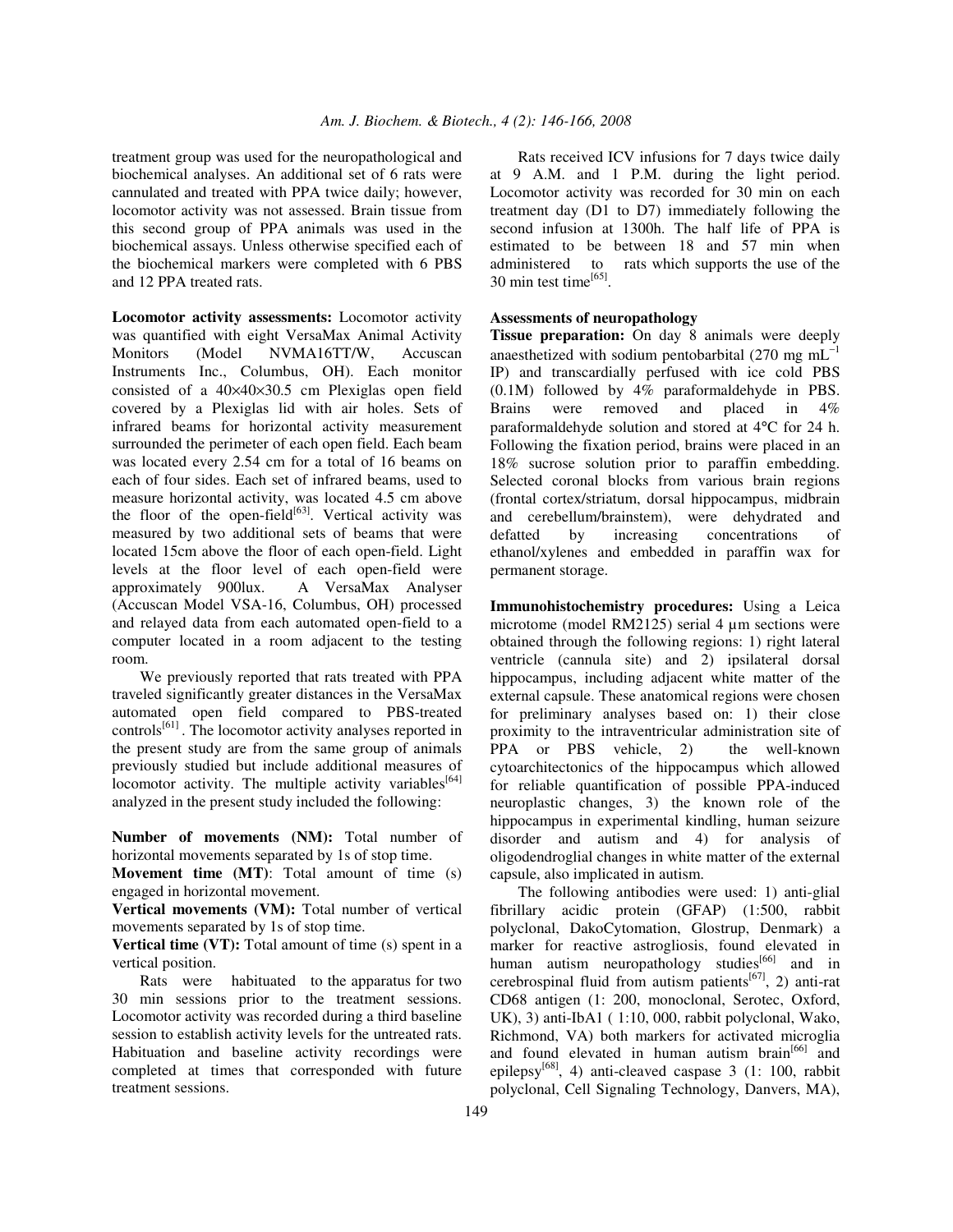treatment group was used for the neuropathological and biochemical analyses. An additional set of 6 rats were cannulated and treated with PPA twice daily; however, locomotor activity was not assessed. Brain tissue from this second group of PPA animals was used in the biochemical assays. Unless otherwise specified each of the biochemical markers were completed with 6 PBS and 12 PPA treated rats.

**Locomotor activity assessments:** Locomotor activity was quantified with eight VersaMax Animal Activity Monitors (Model NVMA16TT/W, Accuscan Instruments Inc., Columbus, OH). Each monitor consisted of a 40×40×30.5 cm Plexiglas open field covered by a Plexiglas lid with air holes. Sets of infrared beams for horizontal activity measurement surrounded the perimeter of each open field. Each beam was located every 2.54 cm for a total of 16 beams on each of four sides. Each set of infrared beams, used to measure horizontal activity, was located 4.5 cm above the floor of the open-field[63]. Vertical activity was measured by two additional sets of beams that were located 15cm above the floor of each open-field. Light levels at the floor level of each open-field were approximately 900lux. A VersaMax Analyser (Accuscan Model VSA-16, Columbus, OH) processed and relayed data from each automated open-field to a computer located in a room adjacent to the testing room.

We previously reported that rats treated with PPA traveled significantly greater distances in the VersaMax automated open field compared to PBS-treated controls[61]. The locomotor activity analyses reported in the present study are from the same group of animals previously studied but include additional measures of locomotor activity. The multiple activity variables[64] analyzed in the present study included the following:

**Number of movements (NM):** Total number of horizontal movements separated by 1s of stop time.

**Movement time (MT)**: Total amount of time (s) engaged in horizontal movement.

**Vertical movements (VM):** Total number of vertical movements separated by 1s of stop time.

**Vertical time (VT):** Total amount of time (s) spent in a vertical position.

Rats were habituated to the apparatus for two 30 min sessions prior to the treatment sessions. Locomotor activity was recorded during a third baseline session to establish activity levels for the untreated rats. Habituation and baseline activity recordings were completed at times that corresponded with future treatment sessions.

Rats received ICV infusions for 7 days twice daily at 9 A.M. and 1 P.M. during the light period. Locomotor activity was recorded for 30 min on each treatment day (D1 to D7) immediately following the second infusion at 1300h. The half life of PPA is estimated to be between 18 and 57 min when administered to rats which supports the use of the 30 min test time[65].

### Assessments of neuropathology

**Tissue preparation:** On day 8 animals were deeply anaesthetized with sodium pentobarbital (270 mg $mL^{-1}$ IP) and transcardially perfused with ice cold PBS (0.1M) followed by 4% paraformaldehyde in PBS. Brains were removed and placed in 4% paraformaldehyde solution and stored at 4°C for 24 h. Following the fixation period, brains were placed in an 18% sucrose solution prior to paraffin embedding. Selected coronal blocks from various brain regions (frontal cortex/striatum, dorsal hippocampus, midbrain and cerebellum/brainstem), were dehydrated and defatted by increasing concentrations of ethanol/xylenes and embedded in paraffin wax for permanent storage.

**Immunohistochemistry procedures:** Using a Leica microtome (model RM2125) serial 4 µm sections were obtained through the following regions: 1) right lateral ventricle (cannula site) and 2) ipsilateral dorsal hippocampus, including adjacent white matter of the external capsule. These anatomical regions were chosen for preliminary analyses based on: 1) their close proximity to the intraventricular administration site of PPA or PBS vehicle, 2) the well-known cytoarchitectonics of the hippocampus which allowed for reliable quantification of possible PPA-induced neuroplastic changes, 3) the known role of the hippocampus in experimental kindling, human seizure disorder and autism and 4) for analysis of oligodendroglial changes in white matter of the external capsule, also implicated in autism.

The following antibodies were used: 1) anti-glial fibrillary acidic protein (GFAP) (1:500, rabbit polyclonal, DakoCytomation, Glostrup, Denmark) a marker for reactive astrogliosis, found elevated in human autism neuropathology studies[66] and in cerebrospinal fluid from autism patients[67], 2) anti-rat CD68 antigen (1: 200, monoclonal, Serotec, Oxford, UK), 3) anti-IbA1 ( 1:10, 000, rabbit polyclonal, Wako, Richmond, VA) both markers for activated microglia and found elevated in human autism brain[66] and epilepsy[68], 4) anti-cleaved caspase 3 (1: 100, rabbit polyclonal, Cell Signaling Technology, Danvers, MA),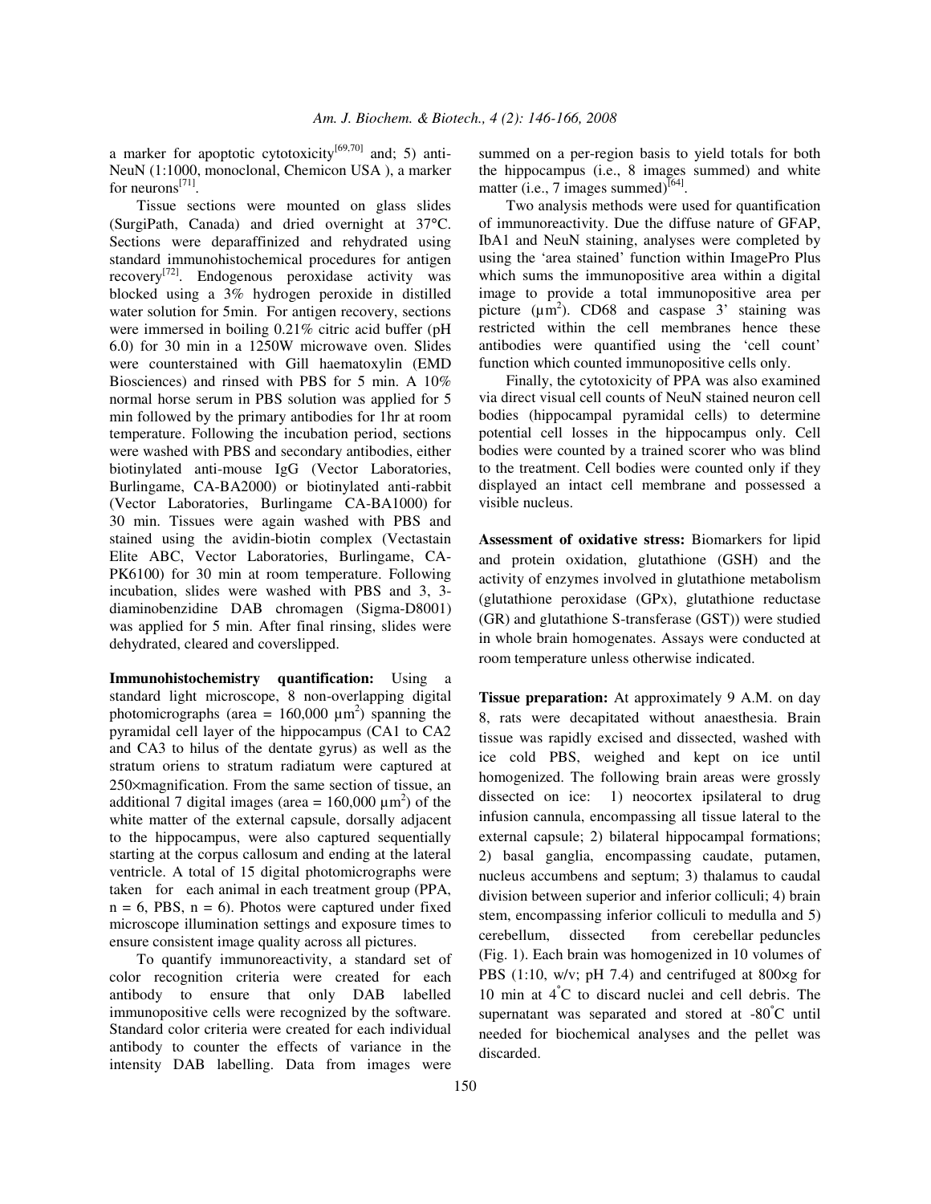a marker for apoptotic cytotoxicity[69,70] and; 5) anti-NeuN (1:1000, monoclonal, Chemicon USA ), a marker for neurons[71].

Tissue sections were mounted on glass slides (SurgiPath, Canada) and dried overnight at 37°C. Sections were deparaffinized and rehydrated using standard immunohistochemical procedures for antigen recovery[72]. Endogenous peroxidase activity was blocked using a 3% hydrogen peroxide in distilled water solution for 5min. For antigen recovery, sections were immersed in boiling 0.21% citric acid buffer (pH 6.0) for 30 min in a 1250W microwave oven. Slides were counterstained with Gill haematoxylin (EMD Biosciences) and rinsed with PBS for 5 min. A 10% normal horse serum in PBS solution was applied for 5 min followed by the primary antibodies for 1hr at room temperature. Following the incubation period, sections were washed with PBS and secondary antibodies, either biotinylated anti-mouse IgG (Vector Laboratories, Burlingame, CA-BA2000) or biotinylated anti-rabbit (Vector Laboratories, Burlingame CA-BA1000) for 30 min. Tissues were again washed with PBS and stained using the avidin-biotin complex (Vectastain Elite ABC, Vector Laboratories, Burlingame, CA-PK6100) for 30 min at room temperature. Following incubation, slides were washed with PBS and 3, 3-diaminobenzidine DAB chromagen (Sigma-D8001) was applied for 5 min. After final rinsing, slides were dehydrated, cleared and coverslipped.

**Immunohistochemistry quantification:** Using a standard light microscope, 8 non-overlapping digital photomicrographs (area = 160,000 $\mu m^2$) spanning the pyramidal cell layer of the hippocampus (CA1 to CA2 and CA3 to hilus of the dentate gyrus) as well as the stratum oriens to stratum radiatum were captured at 250×magnification. From the same section of tissue, an additional 7 digital images (area = 160,000 $\mu m^2$) of the white matter of the external capsule, dorsally adjacent to the hippocampus, were also captured sequentially starting at the corpus callosum and ending at the lateral ventricle. A total of 15 digital photomicrographs were taken for each animal in each treatment group (PPA, n = 6, PBS, n = 6). Photos were captured under fixed microscope illumination settings and exposure times to ensure consistent image quality across all pictures.

To quantify immunoreactivity, a standard set of color recognition criteria were created for each antibody to ensure that only DAB labelled immunopositive cells were recognized by the software. Standard color criteria were created for each individual antibody to counter the effects of variance in the intensity DAB labelling. Data from images were summed on a per-region basis to yield totals for both the hippocampus (i.e., 8 images summed) and white matter (i.e., 7 images summed)[64].

Two analysis methods were used for quantification of immunoreactivity. Due the diffuse nature of GFAP, IbA1 and NeuN staining, analyses were completed by using the 'area stained' function within ImagePro Plus which sums the immunopositive area within a digital image to provide a total immunopositive area per picture ($\mu m^2$). CD68 and caspase 3' staining was restricted within the cell membranes hence these antibodies were quantified using the 'cell count' function which counted immunopositive cells only.

Finally, the cytotoxicity of PPA was also examined via direct visual cell counts of NeuN stained neuron cell bodies (hippocampal pyramidal cells) to determine potential cell losses in the hippocampus only. Cell bodies were counted by a trained scorer who was blind to the treatment. Cell bodies were counted only if they displayed an intact cell membrane and possessed a visible nucleus.

**Assessment of oxidative stress:** Biomarkers for lipid and protein oxidation, glutathione (GSH) and the activity of enzymes involved in glutathione metabolism (glutathione peroxidase (GPx), glutathione reductase (GR) and glutathione S-transferase (GST)) were studied in whole brain homogenates. Assays were conducted at room temperature unless otherwise indicated.

**Tissue preparation:** At approximately 9 A.M. on day 8, rats were decapitated without anaesthesia. Brain tissue was rapidly excised and dissected, washed with ice cold PBS, weighed and kept on ice until homogenized. The following brain areas were grossly dissected on ice: 1) neocortex ipsilateral to drug infusion cannula, encompassing all tissue lateral to the external capsule; 2) bilateral hippocampal formations; 2) basal ganglia, encompassing caudate, putamen, nucleus accumbens and septum; 3) thalamus to caudal division between superior and inferior colliculi; 4) brain stem, encompassing inferior colliculi to medulla and 5) cerebellum, dissected from cerebellar peduncles (Fig. 1). Each brain was homogenized in 10 volumes of PBS (1:10, w/v; pH 7.4) and centrifuged at 800×g for 10 min at 4°C to discard nuclei and cell debris. The supernatant was separated and stored at -80°C until needed for biochemical analyses and the pellet was discarded.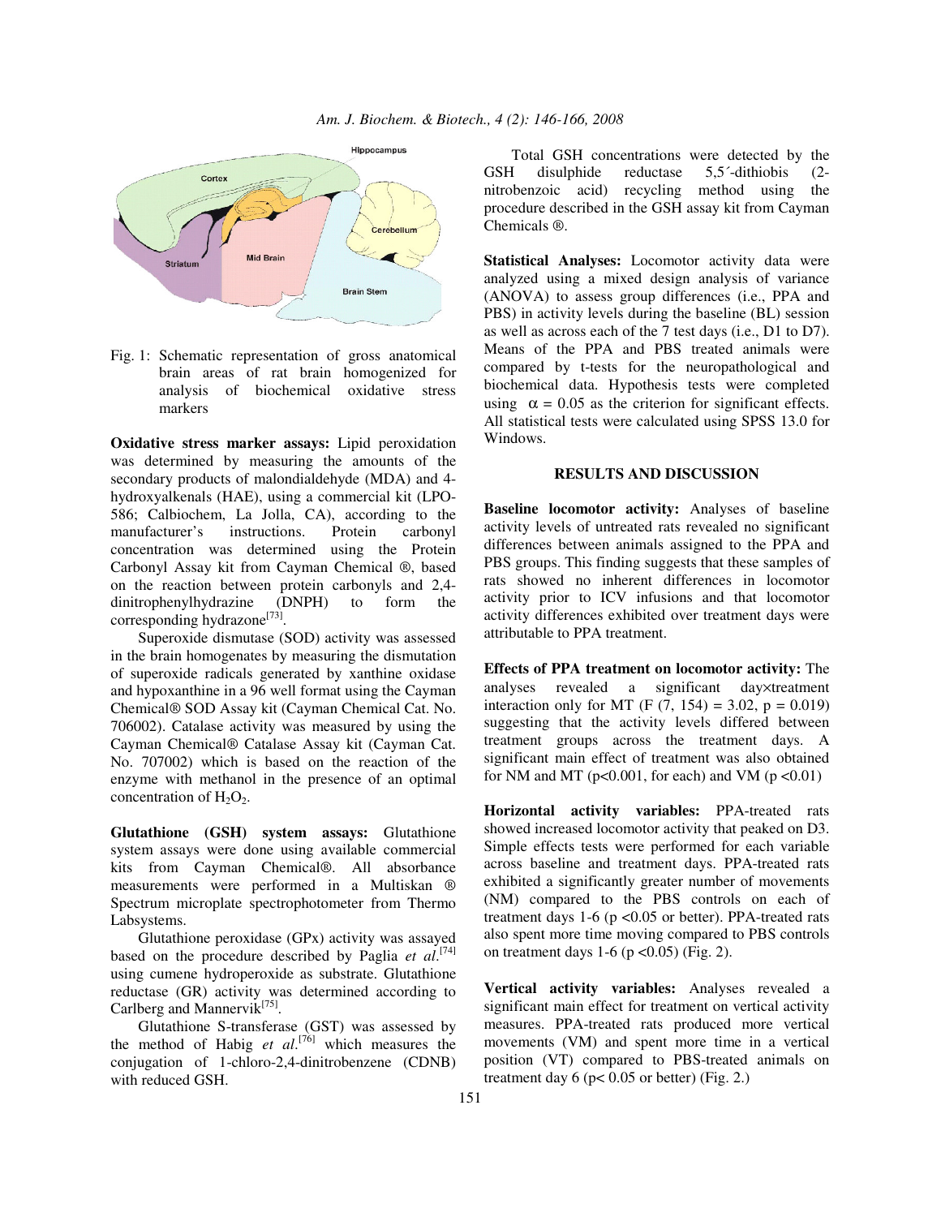Fig. 1: Schematic representation of gross anatomical brain areas of rat brain homogenized for analysis of biochemical oxidative stress markers

**Oxidative stress marker assays:** Lipid peroxidation was determined by measuring the amounts of the secondary products of malondialdehyde (MDA) and 4-hydroxyalkenals (HAE), using a commercial kit (LPO-586; Calbiochem, La Jolla, CA), according to the manufacturer's instructions. Protein carbonyl concentration was determined using the Protein Carbonyl Assay kit from Cayman Chemical ®, based on the reaction between protein carbonyls and 2,4-dinitrophenylhydrazine (DNPH) to form the corresponding hydrazone[73].

Superoxide dismutase (SOD) activity was assessed in the brain homogenates by measuring the dismutation of superoxide radicals generated by xanthine oxidase and hypoxanthine in a 96 well format using the Cayman Chemical® SOD Assay kit (Cayman Chemical Cat. No. 706002). Catalase activity was measured by using the Cayman Chemical® Catalase Assay kit (Cayman Cat. No. 707002) which is based on the reaction of the enzyme with methanol in the presence of an optimal concentration of $H_2O_2$.

**Glutathione (GSH) system assays:** Glutathione system assays were done using available commercial kits from Cayman Chemical®. All absorbance measurements were performed in a Multiskan ® Spectrum microplate spectrophotometer from Thermo Labsystems.

Glutathione peroxidase (GPx) activity was assayed based on the procedure described by Paglia *et al*.[74] using cumene hydroperoxide as substrate. Glutathione reductase (GR) activity was determined according to Carlberg and Mannervik[75].

Glutathione S-transferase (GST) was assessed by the method of Habig *et al*.[76] which measures the conjugation of 1-chloro-2,4-dinitrobenzene (CDNB) with reduced GSH.

Total GSH concentrations were detected by the GSH disulphide reductase 5,5´-dithiobis (2-nitrobenzoic acid) recycling method using the procedure described in the GSH assay kit from Cayman Chemicals ®.

**Statistical Analyses:** Locomotor activity data were analyzed using a mixed design analysis of variance (ANOVA) to assess group differences (i.e., PPA and PBS) in activity levels during the baseline (BL) session as well as across each of the 7 test days (i.e., D1 to D7). Means of the PPA and PBS treated animals were compared by t-tests for the neuropathological and biochemical data. Hypothesis tests were completed using $\alpha = 0.05$ as the criterion for significant effects. All statistical tests were calculated using SPSS 13.0 for Windows.

## RESULTS AND DISCUSSION

**Baseline locomotor activity:** Analyses of baseline activity levels of untreated rats revealed no significant differences between animals assigned to the PPA and PBS groups. This finding suggests that these samples of rats showed no inherent differences in locomotor activity prior to ICV infusions and that locomotor activity differences exhibited over treatment days were attributable to PPA treatment.

**Effects of PPA treatment on locomotor activity:** The analyses revealed a significant day×treatment interaction only for MT ($F(7, 154) = 3.02$, $p = 0.019$) suggesting that the activity levels differed between treatment groups across the treatment days. A significant main effect of treatment was also obtained for NM and MT ($p<0.001$, for each) and VM ($p<0.01$)

**Horizontal activity variables:** PPA-treated rats showed increased locomotor activity that peaked on D3. Simple effects tests were performed for each variable across baseline and treatment days. PPA-treated rats exhibited a significantly greater number of movements (NM) compared to the PBS controls on each of treatment days 1-6 ($p<0.05$ or better). PPA-treated rats also spent more time moving compared to PBS controls on treatment days 1-6 ($p<0.05$) (Fig. 2).

**Vertical activity variables:** Analyses revealed a significant main effect for treatment on vertical activity measures. PPA-treated rats produced more vertical movements (VM) and spent more time in a vertical position (VT) compared to PBS-treated animals on treatment day 6 ($p< 0.05$ or better) (Fig. 2.)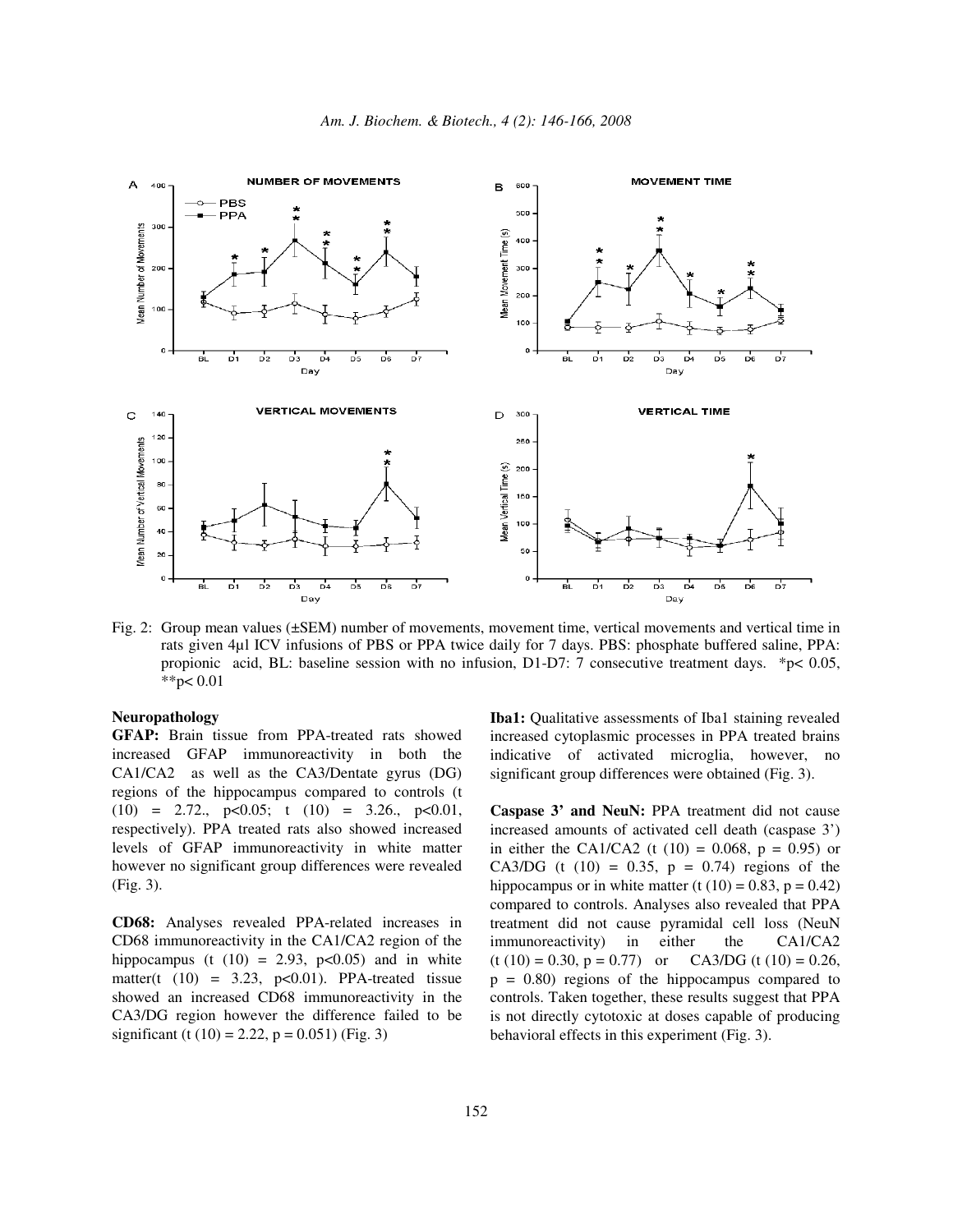Fig. 2: Group mean values (±SEM) number of movements, movement time, vertical movements and vertical time in rats given 4µl ICV infusions of PBS or PPA twice daily for 7 days. PBS: phosphate buffered saline, PPA: propionic acid, BL: baseline session with no infusion, D1-D7: 7 consecutive treatment days. *$p< 0.05$, **$p< 0.01$

### Neuropathology

**GFAP:** Brain tissue from PPA-treated rats showed increased GFAP immunoreactivity in both the CA1/CA2 as well as the CA3/Dentate gyrus (DG) regions of the hippocampus compared to controls ($t(10) = 2.72$., $p<0.05$; $t(10) = 3.26$., $p<0.01$, respectively). PPA treated rats also showed increased levels of GFAP immunoreactivity in white matter however no significant group differences were revealed (Fig. 3).

**CD68:** Analyses revealed PPA-related increases in CD68 immunoreactivity in the CA1/CA2 region of the hippocampus ($t(10) = 2.93$, $p<0.05$) and in white matter($t(10) = 3.23$, $p<0.01$). PPA-treated tissue showed an increased CD68 immunoreactivity in the CA3/DG region however the difference failed to be significant ($t(10) = 2.22$, $p = 0.051$) (Fig. 3)

**Iba1:** Qualitative assessments of Iba1 staining revealed increased cytoplasmic processes in PPA treated brains indicative of activated microglia, however, no significant group differences were obtained (Fig. 3).

**Caspase 3' and NeuN:** PPA treatment did not cause increased amounts of activated cell death (caspase 3') in either the CA1/CA2 ($t(10) = 0.068$, $p = 0.95$) or CA3/DG ($t(10) = 0.35$, $p = 0.74$) regions of the hippocampus or in white matter ($t(10) = 0.83$, $p = 0.42$) compared to controls. Analyses also revealed that PPA treatment did not cause pyramidal cell loss (NeuN immunoreactivity) in either the CA1/CA2 ($t(10) = 0.30$, $p = 0.77$) or CA3/DG ($t(10) = 0.26$, $p = 0.80$) regions of the hippocampus compared to controls. Taken together, these results suggest that PPA is not directly cytotoxic at doses capable of producing behavioral effects in this experiment (Fig. 3).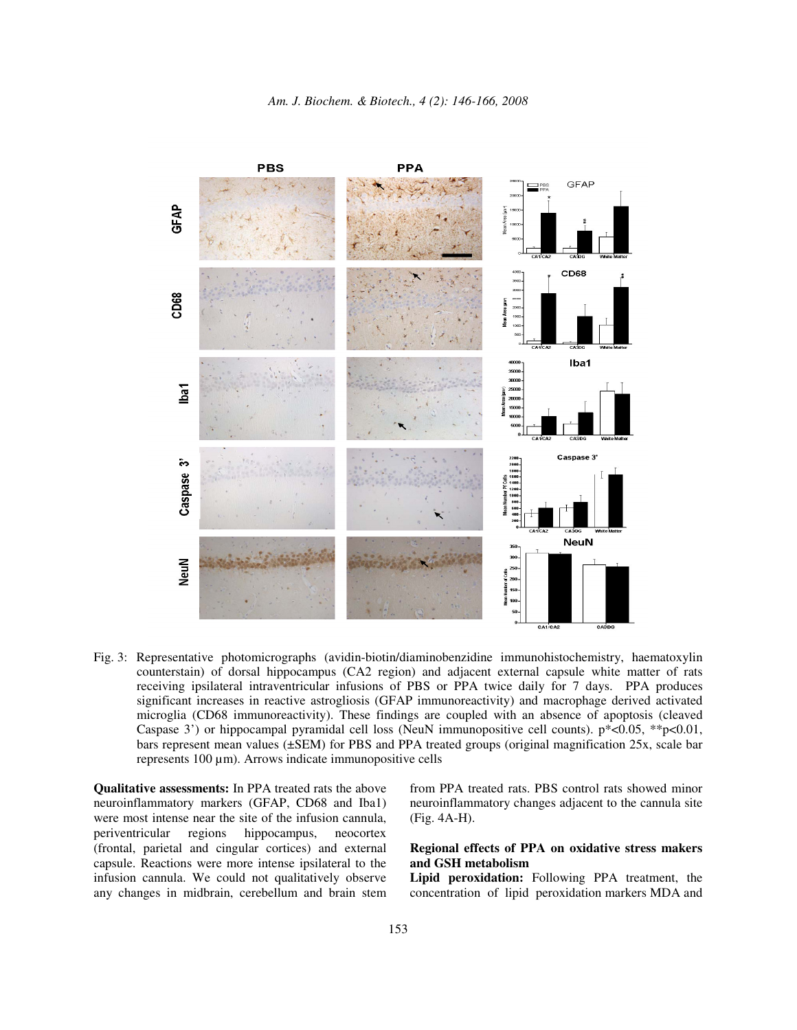Fig. 3: Representative photomicrographs (avidin-biotin/diaminobenzidine immunohistochemistry, haematoxylin counterstain) of dorsal hippocampus (CA2 region) and adjacent external capsule white matter of rats receiving ipsilateral intraventricular infusions of PBS or PPA twice daily for 7 days. PPA produces significant increases in reactive astrogliosis (GFAP immunoreactivity) and macrophage derived activated microglia (CD68 immunoreactivity). These findings are coupled with an absence of apoptosis (cleaved Caspase 3') or hippocampal pyramidal cell loss (NeuN immunopositive cell counts). $p^*<0.05$, $^{**}p<0.01$, bars represent mean values (±SEM) for PBS and PPA treated groups (original magnification 25x, scale bar represents 100 µm). Arrows indicate immunopositive cells

**Qualitative assessments:** In PPA treated rats the above neuroinflammatory markers (GFAP, CD68 and Iba1) were most intense near the site of the infusion cannula, periventricular regions hippocampus, neocortex (frontal, parietal and cingular cortices) and external capsule. Reactions were more intense ipsilateral to the infusion cannula. We could not qualitatively observe any changes in midbrain, cerebellum and brain stem from PPA treated rats. PBS control rats showed minor neuroinflammatory changes adjacent to the cannula site (Fig. 4A-H).

### Regional effects of PPA on oxidative stress makers and GSH metabolism

**Lipid peroxidation:** Following PPA treatment, the concentration of lipid peroxidation markers MDA and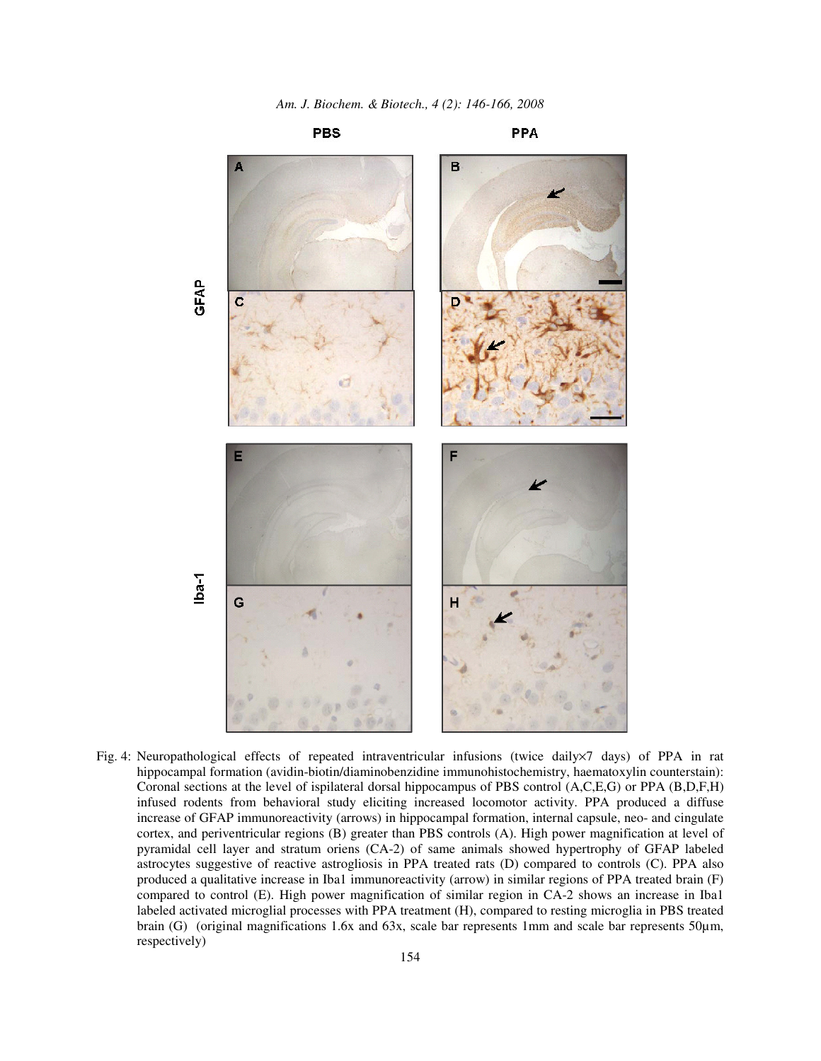Fig. 4: Neuropathological effects of repeated intraventricular infusions (twice daily×7 days) of PPA in rat hippocampal formation (avidin-biotin/diaminobenzidine immunohistochemistry, haematoxylin counterstain): Coronal sections at the level of ispilateral dorsal hippocampus of PBS control (A,C,E,G) or PPA (B,D,F,H) infused rodents from behavioral study eliciting increased locomotor activity. PPA produced a diffuse increase of GFAP immunoreactivity (arrows) in hippocampal formation, internal capsule, neo- and cingulate cortex, and periventricular regions (B) greater than PBS controls (A). High power magnification at level of pyramidal cell layer and stratum oriens (CA-2) of same animals showed hypertrophy of GFAP labeled astrocytes suggestive of reactive astrogliosis in PPA treated rats (D) compared to controls (C). PPA also produced a qualitative increase in Iba1 immunoreactivity (arrow) in similar regions of PPA treated brain (F) compared to control (E). High power magnification of similar region in CA-2 shows an increase in Iba1 labeled activated microglial processes with PPA treatment (H), compared to resting microglia in PBS treated brain (G) (original magnifications 1.6x and 63x, scale bar represents 1mm and scale bar represents 50µm, respectively)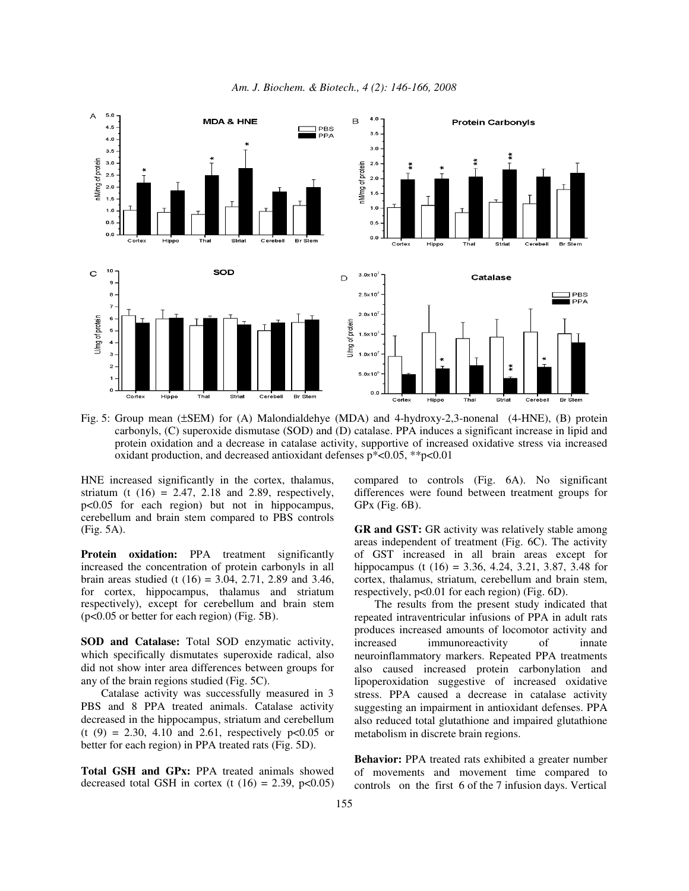Fig. 5: Group mean (±SEM) for (A) Malondialdehye (MDA) and 4-hydroxy-2,3-nonenal (4-HNE), (B) protein carbonyls, (C) superoxide dismutase (SOD) and (D) catalase. PPA induces a significant increase in lipid and protein oxidation and a decrease in catalase activity, supportive of increased oxidative stress via increased oxidant production, and decreased antioxidant defenses p*<0.05, **p<0.01

HNE increased significantly in the cortex, thalamus, striatum ($t(16) = 2.47$, 2.18 and 2.89, respectively, $p<0.05$ for each region) but not in hippocampus, cerebellum and brain stem compared to PBS controls (Fig. 5A).

**Protein oxidation:** PPA treatment significantly increased the concentration of protein carbonyls in all brain areas studied ($t(16) = 3.04$, 2.71, 2.89 and 3.46, for cortex, hippocampus, thalamus and striatum respectively), except for cerebellum and brain stem ($p<0.05$ or better for each region) (Fig. 5B).

**SOD and Catalase:** Total SOD enzymatic activity, which specifically dismutates superoxide radical, also did not show inter area differences between groups for any of the brain regions studied (Fig. 5C).

Catalase activity was successfully measured in 3 PBS and 8 PPA treated animals. Catalase activity decreased in the hippocampus, striatum and cerebellum ($t(9) = 2.30$, 4.10 and 2.61, respectively $p<0.05$ or better for each region) in PPA treated rats (Fig. 5D).

**Total GSH and GPx:** PPA treated animals showed decreased total GSH in cortex ($t(16) = 2.39$, $p<0.05$) compared to controls (Fig. 6A). No significant differences were found between treatment groups for GPx (Fig. 6B).

**GR and GST:** GR activity was relatively stable among areas independent of treatment (Fig. 6C). The activity of GST increased in all brain areas except for hippocampus ($t(16) = 3.36$, 4.24, 3.21, 3.87, 3.48 for cortex, thalamus, striatum, cerebellum and brain stem, respectively, $p<0.01$ for each region) (Fig. 6D).

The results from the present study indicated that repeated intraventricular infusions of PPA in adult rats produces increased amounts of locomotor activity and increased immunoreactivity of innate neuroinflammatory markers. Repeated PPA treatments also caused increased protein carbonylation and lipoperoxidation suggestive of increased oxidative stress. PPA caused a decrease in catalase activity suggesting an impairment in antioxidant defenses. PPA also reduced total glutathione and impaired glutathione metabolism in discrete brain regions.

**Behavior:** PPA treated rats exhibited a greater number of movements and movement time compared to controls on the first 6 of the 7 infusion days. Vertical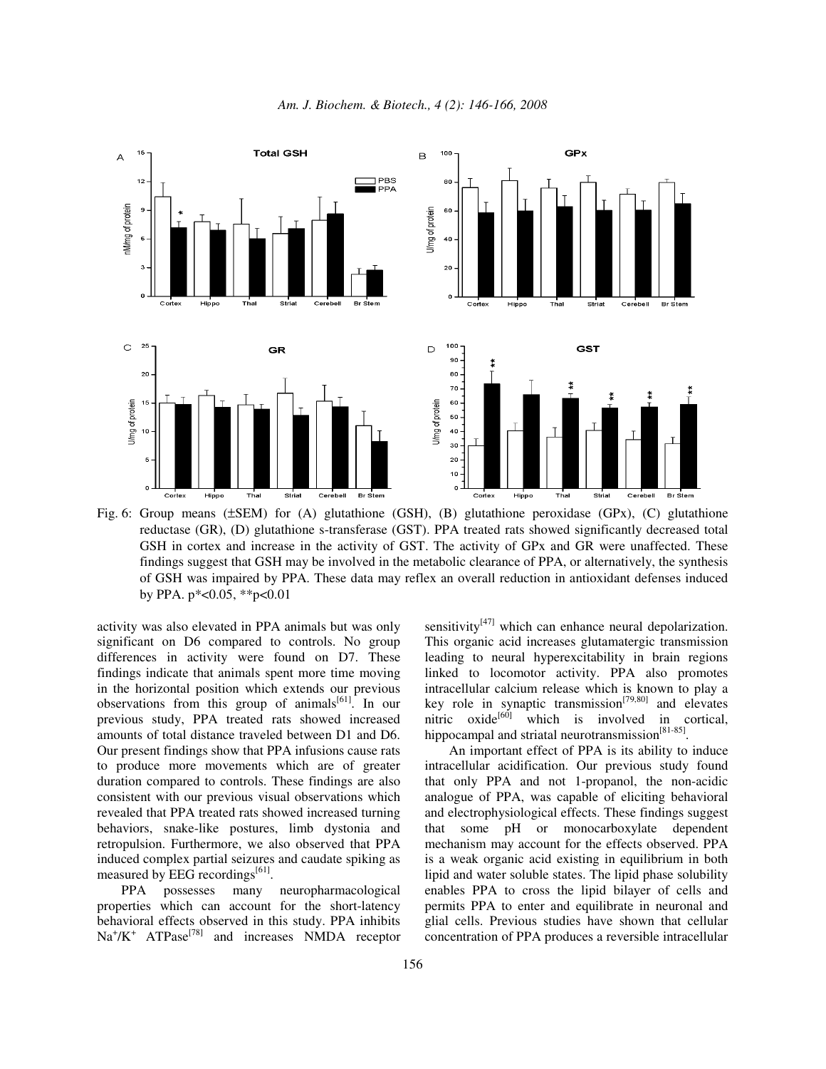Fig. 6: Group means (±SEM) for (A) glutathione (GSH), (B) glutathione peroxidase (GPx), (C) glutathione reductase (GR), (D) glutathione s-transferase (GST). PPA treated rats showed significantly decreased total GSH in cortex and increase in the activity of GST. The activity of GPx and GR were unaffected. These findings suggest that GSH may be involved in the metabolic clearance of PPA, or alternatively, the synthesis of GSH was impaired by PPA. These data may reflex an overall reduction in antioxidant defenses induced by PPA. p*<0.05, **p<0.01

activity was also elevated in PPA animals but was only significant on D6 compared to controls. No group differences in activity were found on D7. These findings indicate that animals spent more time moving in the horizontal position which extends our previous observations from this group of animals[61]. In our previous study, PPA treated rats showed increased amounts of total distance traveled between D1 and D6. Our present findings show that PPA infusions cause rats to produce more movements which are of greater duration compared to controls. These findings are also consistent with our previous visual observations which revealed that PPA treated rats showed increased turning behaviors, snake-like postures, limb dystonia and retropulsion. Furthermore, we also observed that PPA induced complex partial seizures and caudate spiking as measured by EEG recordings[61].

PPA possesses many neuropharmacological properties which can account for the short-latency behavioral effects observed in this study. PPA inhibits $Na^+/K^+$ ATPase[78] and increases NMDA receptor sensitivity[47] which can enhance neural depolarization. This organic acid increases glutamatergic transmission leading to neural hyperexcitability in brain regions linked to locomotor activity. PPA also promotes intracellular calcium release which is known to play a key role in synaptic transmission[79,80] and elevates nitric oxide[60] which is involved in cortical, hippocampal and striatal neurotransmission[81-85].

An important effect of PPA is its ability to induce intracellular acidification. Our previous study found that only PPA and not 1-propanol, the non-acidic analogue of PPA, was capable of eliciting behavioral and electrophysiological effects. These findings suggest that some pH or monocarboxylate dependent mechanism may account for the effects observed. PPA is a weak organic acid existing in equilibrium in both lipid and water soluble states. The lipid phase solubility enables PPA to cross the lipid bilayer of cells and permits PPA to enter and equilibrate in neuronal and glial cells. Previous studies have shown that cellular concentration of PPA produces a reversible intracellular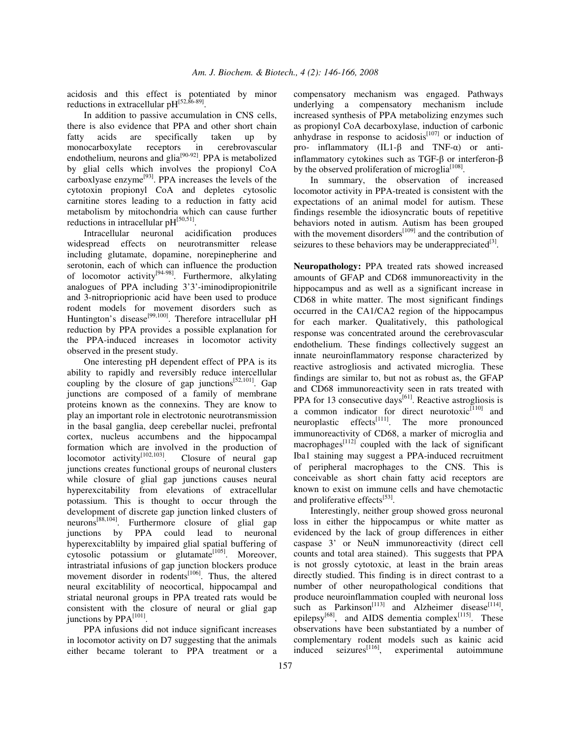acidosis and this effect is potentiated by minor reductions in extracellular pH[52,86-89].

In addition to passive accumulation in CNS cells, there is also evidence that PPA and other short chain fatty acids are specifically taken up by monocarboxylate receptors in cerebrovascular endothelium, neurons and glia[90-92]. PPA is metabolized by glial cells which involves the propionyl CoA carboxlyase enzyme[93]. PPA increases the levels of the cytotoxin propionyl CoA and depletes cytosolic carnitine stores leading to a reduction in fatty acid metabolism by mitochondria which can cause further reductions in intracellular pH[50,51].

Intracellular neuronal acidification produces widespread effects on neurotransmitter release including glutamate, dopamine, norepinepherine and serotonin, each of which can influence the production of locomotor activity[94-98]. Furthermore, alkylating analogues of PPA including 3'3'-iminodipropionitrile and 3-nitropriopriónic acid have been used to produce rodent models for movement disorders such as Huntington's disease[99,100]. Therefore intracellular pH reduction by PPA provides a possible explanation for the PPA-induced increases in locomotor activity observed in the present study.

One interesting pH dependent effect of PPA is its ability to rapidly and reversibly reduce intercellular coupling by the closure of gap junctions[52,101]. Gap junctions are composed of a family of membrane proteins known as the connexins. They are know to play an important role in electrotonic neurotransmission in the basal ganglia, deep cerebellar nuclei, prefrontal cortex, nucleus accumbens and the hippocampal formation which are involved in the production of locomotor activity[102,103]. Closure of neural gap junctions creates functional groups of neuronal clusters while closure of glial gap junctions causes neural hyperexcitability from elevations of extracellular potassium. This is thought to occur through the development of discrete gap junction linked clusters of neurons[88,104]. Furthermore closure of glial gap junctions by PPA could lead to neuronal hyperexcitablilty by impaired glial spatial buffering of cytosolic potassium or glutamate[105]. Moreover, intrastriatal infusions of gap junction blockers produce movement disorder in rodents[106]. Thus, the altered neural excitablility of neocortical, hippocampal and striatal neuronal groups in PPA treated rats would be consistent with the closure of neural or glial gap junctions by PPA[101].

PPA infusions did not induce significant increases in locomotor activity on D7 suggesting that the animals either became tolerant to PPA treatment or a compensatory mechanism was engaged. Pathways underlying a compensatory mechanism include increased synthesis of PPA metabolizing enzymes such as propionyl CoA decarboxylase, induction of carbonic anhydrase in response to acidosis[107] or induction of pro- inflammatory (IL1-β and TNF-α) or anti-inflammatory cytokines such as TGF-β or interferon-β by the observed proliferation of microglia[108].

In summary, the observation of increased locomotor activity in PPA-treated is consistent with the expectations of an animal model for autism. These findings resemble the idiosyncratic bouts of repetitive behaviors noted in autism. Autism has been grouped with the movement disorders[109] and the contribution of seizures to these behaviors may be underappreciated[3].

**Neuropathology:** PPA treated rats showed increased amounts of GFAP and CD68 immunoreactivity in the hippocampus and as well as a significant increase in CD68 in white matter. The most significant findings occurred in the CA1/CA2 region of the hippocampus for each marker. Qualitatively, this pathological response was concentrated around the cerebrovascular endothelium. These findings collectively suggest an innate neuroinflammatory response characterized by reactive astrogliosis and activated microglia. These findings are similar to, but not as robust as, the GFAP and CD68 immunoreactivity seen in rats treated with PPA for 13 consecutive days[61]. Reactive astrogliosis is a common indicator for direct neurotoxic[110] and neuroplastic effects[111]. The more pronounced immunoreactivity of CD68, a marker of microglia and macrophages[112] coupled with the lack of significant Iba1 staining may suggest a PPA-induced recruitment of peripheral macrophages to the CNS. This is conceivable as short chain fatty acid receptors are known to exist on immune cells and have chemotactic and proliferative effects[53].

Interestingly, neither group showed gross neuronal loss in either the hippocampus or white matter as evidenced by the lack of group differences in either caspase 3' or NeuN immunoreactivity (direct cell counts and total area stained). This suggests that PPA is not grossly cytotoxic, at least in the brain areas directly studied. This finding is in direct contrast to a number of other neuropathological conditions that produce neuroinflammation coupled with neuronal loss such as Parkinson[113] and Alzheimer disease[114], epilepsy[68], and AIDS dementia complex[115]. These observations have been substantiated by a number of complementary rodent models such as kainic acid induced seizures[116], experimental autoimmune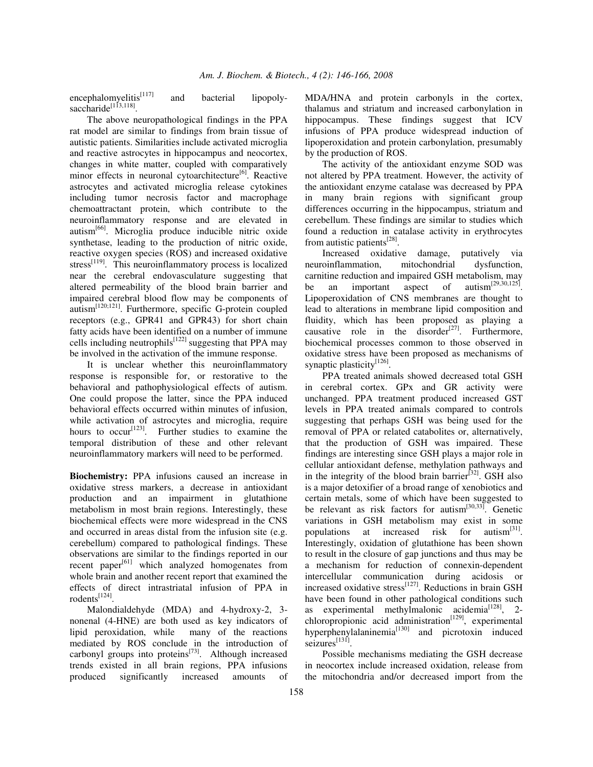encephalomyelitis[117] and bacterial lipopolysaccharide[113,118].

The above neuropathological findings in the PPA rat model are similar to findings from brain tissue of autistic patients. Similarities include activated microglia and reactive astrocytes in hippocampus and neocortex, changes in white matter, coupled with comparatively minor effects in neuronal cytoarchitecture[6]. Reactive astrocytes and activated microglia release cytokines including tumor necrosis factor and macrophage chemoattractant protein, which contribute to the neuroinflammatory response and are elevated in autism[66]. Microglia produce inducible nitric oxide synthetase, leading to the production of nitric oxide, reactive oxygen species (ROS) and increased oxidative stress[119]. This neuroinflammatory process is localized near the cerebral endovasculature suggesting that altered permeability of the blood brain barrier and impaired cerebral blood flow may be components of autism[120;121]. Furthermore, specific G-protein coupled receptors (e.g., GPR41 and GPR43) for short chain fatty acids have been identified on a number of immune cells including neutrophils[122] suggesting that PPA may be involved in the activation of the immune response.

It is unclear whether this neuroinflammatory response is responsible for, or restorative to the behavioral and pathophysiological effects of autism. One could propose the latter, since the PPA induced behavioral effects occurred within minutes of infusion, while activation of astrocytes and microglia, require hours to occur[123]. Further studies to examine the temporal distribution of these and other relevant neuroinflammatory markers will need to be performed.

**Biochemistry:** PPA infusions caused an increase in oxidative stress markers, a decrease in antioxidant production and an impairment in glutathione metabolism in most brain regions. Interestingly, these biochemical effects were more widespread in the CNS and occurred in areas distal from the infusion site (e.g. cerebellum) compared to pathological findings. These observations are similar to the findings reported in our recent paper[61] which analyzed homogenates from whole brain and another recent report that examined the effects of direct intrastriatal infusion of PPA in rodents[124].

Malondialdehyde (MDA) and 4-hydroxy-2, 3-nonenal (4-HNE) are both used as key indicators of lipid peroxidation, while many of the reactions mediated by ROS conclude in the introduction of carbonyl groups into proteins[73]. Although increased trends existed in all brain regions, PPA infusions produced significantly increased amounts of MDA/HNA and protein carbonyls in the cortex, thalamus and striatum and increased carbonylation in hippocampus. These findings suggest that ICV infusions of PPA produce widespread induction of lipoperoxidation and protein carbonylation, presumably by the production of ROS.

The activity of the antioxidant enzyme SOD was not altered by PPA treatment. However, the activity of the antioxidant enzyme catalase was decreased by PPA in many brain regions with significant group differences occurring in the hippocampus, striatum and cerebellum. These findings are similar to studies which found a reduction in catalase activity in erythrocytes from autistic patients[28].

Increased oxidative damage, putatively via neuroinflammation, mitochondrial dysfunction, carnitine reduction and impaired GSH metabolism, may be an important aspect of autism[29,30,125]. Lipoperoxidation of CNS membranes are thought to lead to alterations in membrane lipid composition and fluidity, which has been proposed as playing a causative role in the disorder[27]. Furthermore, biochemical processes common to those observed in oxidative stress have been proposed as mechanisms of synaptic plasticity[126].

PPA treated animals showed decreased total GSH in cerebral cortex. GPx and GR activity were unchanged. PPA treatment produced increased GST levels in PPA treated animals compared to controls suggesting that perhaps GSH was being used for the removal of PPA or related catabolites or, alternatively, that the production of GSH was impaired. These findings are interesting since GSH plays a major role in cellular antioxidant defense, methylation pathways and in the integrity of the blood brain barrier[32]. GSH also is a major detoxifier of a broad range of xenobiotics and certain metals, some of which have been suggested to be relevant as risk factors for autism[30,33]. Genetic variations in GSH metabolism may exist in some populations at increased risk for autism[31]. Interestingly, oxidation of glutathione has been shown to result in the closure of gap junctions and thus may be a mechanism for reduction of connexin-dependent intercellular communication during acidosis or increased oxidative stress[127]. Reductions in brain GSH have been found in other pathological conditions such as experimental methylmalonic acidemia[128], 2-chloropropionic acid administration[129], experimental hyperphenylalaninemia[130] and picrotoxin induced seizures[131].

Possible mechanisms mediating the GSH decrease in neocortex include increased oxidation, release from the mitochondria and/or decreased import from the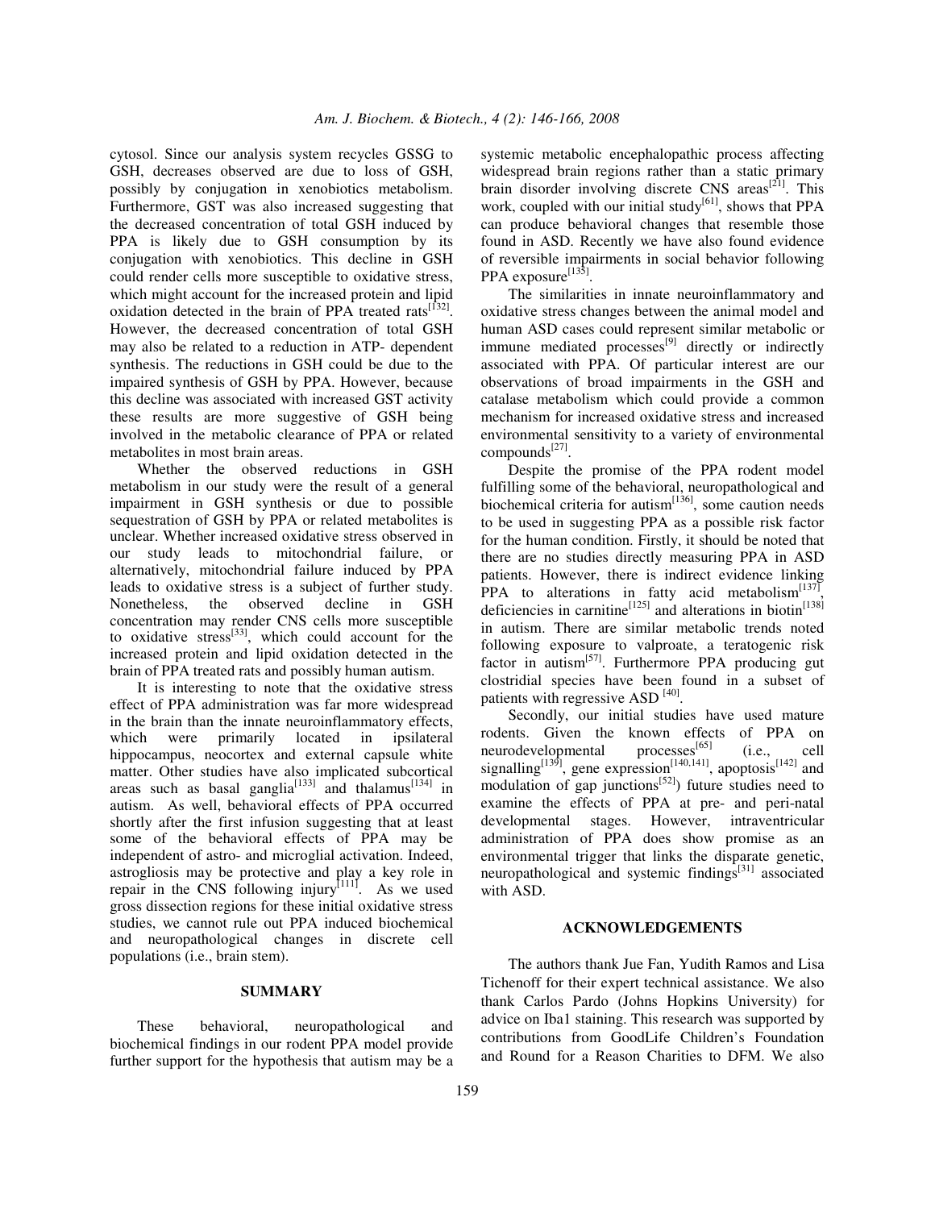cytosol. Since our analysis system recycles GSSG to GSH, decreases observed are due to loss of GSH, possibly by conjugation in xenobiotics metabolism. Furthermore, GST was also increased suggesting that the decreased concentration of total GSH induced by PPA is likely due to GSH consumption by its conjugation with xenobiotics. This decline in GSH could render cells more susceptible to oxidative stress, which might account for the increased protein and lipid oxidation detected in the brain of PPA treated rats[132]. However, the decreased concentration of total GSH may also be related to a reduction in ATP- dependent synthesis. The reductions in GSH could be due to the impaired synthesis of GSH by PPA. However, because this decline was associated with increased GST activity these results are more suggestive of GSH being involved in the metabolic clearance of PPA or related metabolites in most brain areas.

Whether the observed reductions in GSH metabolism in our study were the result of a general impairment in GSH synthesis or due to possible sequestration of GSH by PPA or related metabolites is unclear. Whether increased oxidative stress observed in our study leads to mitochondrial failure, or alternatively, mitochondrial failure induced by PPA leads to oxidative stress is a subject of further study. Nonetheless, the observed decline in GSH concentration may render CNS cells more susceptible to oxidative stress[33], which could account for the increased protein and lipid oxidation detected in the brain of PPA treated rats and possibly human autism.

It is interesting to note that the oxidative stress effect of PPA administration was far more widespread in the brain than the innate neuroinflammatory effects, which were primarily located in ipsilateral hippocampus, neocortex and external capsule white matter. Other studies have also implicated subcortical areas such as basal ganglia[133] and thalamus[134] in autism. As well, behavioral effects of PPA occurred shortly after the first infusion suggesting that at least some of the behavioral effects of PPA may be independent of astro- and microglial activation. Indeed, astrogliosis may be protective and play a key role in repair in the CNS following injury[111]. As we used gross dissection regions for these initial oxidative stress studies, we cannot rule out PPA induced biochemical and neuropathological changes in discrete cell populations (i.e., brain stem).

## SUMMARY

These behavioral, neuropathological and biochemical findings in our rodent PPA model provide further support for the hypothesis that autism may be a systemic metabolic encephalopathic process affecting widespread brain regions rather than a static primary brain disorder involving discrete CNS areas[21]. This work, coupled with our initial study[61], shows that PPA can produce behavioral changes that resemble those found in ASD. Recently we have also found evidence of reversible impairments in social behavior following PPA exposure[135].

The similarities in innate neuroinflammatory and oxidative stress changes between the animal model and human ASD cases could represent similar metabolic or immune mediated processes[9] directly or indirectly associated with PPA. Of particular interest are our observations of broad impairments in the GSH and catalase metabolism which could provide a common mechanism for increased oxidative stress and increased environmental sensitivity to a variety of environmental compounds[27].

Despite the promise of the PPA rodent model fulfilling some of the behavioral, neuropathological and biochemical criteria for autism[136], some caution needs to be used in suggesting PPA as a possible risk factor for the human condition. Firstly, it should be noted that there are no studies directly measuring PPA in ASD patients. However, there is indirect evidence linking PPA to alterations in fatty acid metabolism[137], deficiencies in carnitine[125] and alterations in biotin[138] in autism. There are similar metabolic trends noted following exposure to valproate, a teratogenic risk factor in autism[57]. Furthermore PPA producing gut clostridial species have been found in a subset of patients with regressive ASD [40].

Secondly, our initial studies have used mature rodents. Given the known effects of PPA on neurodevelopmental processes[65] (i.e., cell signalling[139], gene expression[140,141], apoptosis[142] and modulation of gap junctions[52]) future studies need to examine the effects of PPA at pre- and peri-natal developmental stages. However, intraventricular administration of PPA does show promise as an environmental trigger that links the disparate genetic, neuropathological and systemic findings[31] associated with ASD.

## ACKNOWLEDGEMENTS

The authors thank Jue Fan, Yudith Ramos and Lisa Tichenoff for their expert technical assistance. We also thank Carlos Pardo (Johns Hopkins University) for advice on Iba1 staining. This research was supported by contributions from GoodLife Children's Foundation and Round for a Reason Charities to DFM. We also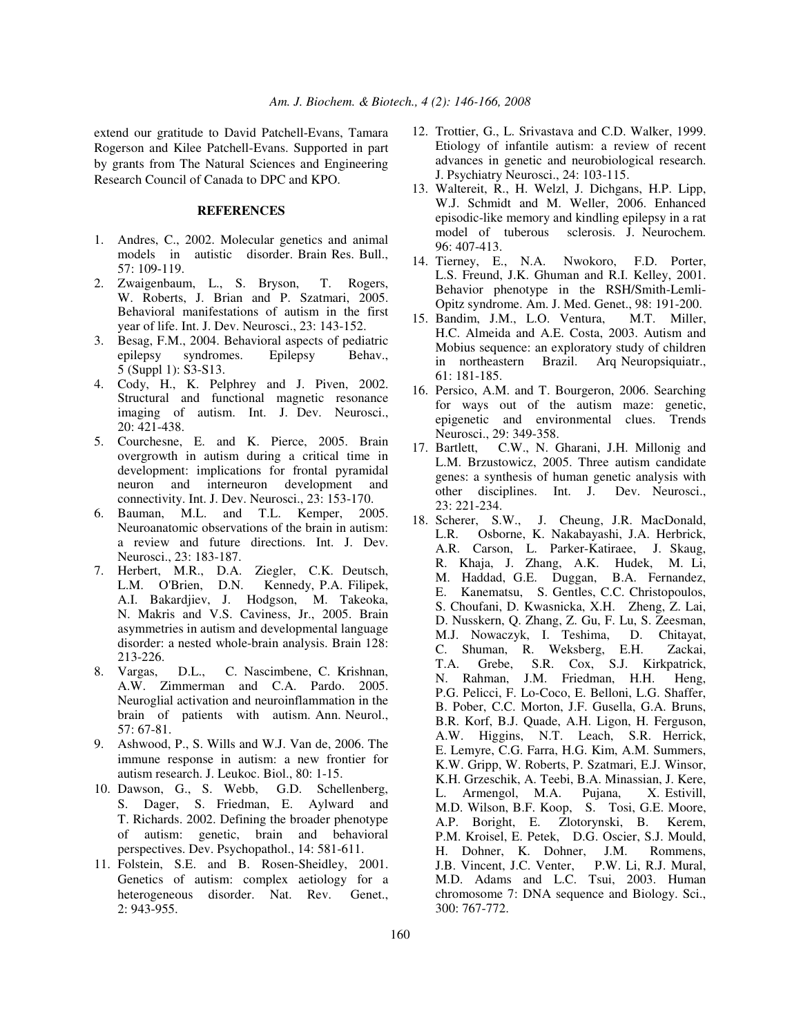extend our gratitude to David Patchell-Evans, Tamara Rogerson and Kilee Patchell-Evans. Supported in part by grants from The Natural Sciences and Engineering Research Council of Canada to DPC and KPO.

## REFERENCES

1. Andres, C., 2002. Molecular genetics and animal models in autistic disorder. Brain Res. Bull., 57: 109-119.
2. Zwaigenbaum, L., S. Bryson, T. Rogers, W. Roberts, J. Brian and P. Szatmari, 2005. Behavioral manifestations of autism in the first year of life. Int. J. Dev. Neurosci., 23: 143-152.
3. Besag, F.M., 2004. Behavioral aspects of pediatric epilepsy syndromes. Epilepsy Behav., 5 (Suppl 1): S3-S13.
4. Cody, H., K. Pelphrey and J. Piven, 2002. Structural and functional magnetic resonance imaging of autism. Int. J. Dev. Neurosci., 20: 421-438.
5. Courchesne, E. and K. Pierce, 2005. Brain overgrowth in autism during a critical time in development: implications for frontal pyramidal neuron and interneuron development and connectivity. Int. J. Dev. Neurosci., 23: 153-170.
6. Bauman, M.L. and T.L. Kemper, 2005. Neuroanatomic observations of the brain in autism: a review and future directions. Int. J. Dev. Neurosci., 23: 183-187.
7. Herbert, M.R., D.A. Ziegler, C.K. Deutsch, L.M. O'Brien, D.N. Kennedy, P.A. Filipek, A.I. Bakardjiev, J. Hodgson, M. Takeoka, N. Makris and V.S. Caviness, Jr., 2005. Brain asymmetries in autism and developmental language disorder: a nested whole-brain analysis. Brain 128: 213-226.
8. Vargas, D.L., C. Nascimbene, C. Krishnan, A.W. Zimmerman and C.A. Pardo. 2005. Neuroglial activation and neuroinflammation in the brain of patients with autism. Ann. Neurol., 57: 67-81.
9. Ashwood, P., S. Wills and W.J. Van de, 2006. The immune response in autism: a new frontier for autism research. J. Leukoc. Biol., 80: 1-15.
10. Dawson, G., S. Webb, G.D. Schellenberg, S. Dager, S. Friedman, E. Aylward and T. Richards. 2002. Defining the broader phenotype of autism: genetic, brain and behavioral perspectives. Dev. Psychopathol., 14: 581-611.
11. Folstein, S.E. and B. Rosen-Sheidley, 2001. Genetics of autism: complex aetiology for a heterogeneous disorder. Nat. Rev. Genet., 2: 943-955.
12. Trottier, G., L. Srivastava and C.D. Walker, 1999. Etiology of infantile autism: a review of recent advances in genetic and neurobiological research. J. Psychiatry Neurosci., 24: 103-115.
13. Waltereit, R., H. Welzl, J. Dichgans, H.P. Lipp, W.J. Schmidt and M. Weller, 2006. Enhanced episodic-like memory and kindling epilepsy in a rat model of tuberous sclerosis. J. Neurochem. 96: 407-413.
14. Tierney, E., N.A. Nwokoro, F.D. Porter, L.S. Freund, J.K. Ghuman and R.I. Kelley, 2001. Behavior phenotype in the RSH/Smith-Lemli-Opitz syndrome. Am. J. Med. Genet., 98: 191-200.
15. Bandim, J.M., L.O. Ventura, M.T. Miller, H.C. Almeida and A.E. Costa, 2003. Autism and Mobius sequence: an exploratory study of children in northeastern Brazil. Arq Neuropsiquiatr., 61: 181-185.
16. Persico, A.M. and T. Bourgeron, 2006. Searching for ways out of the autism maze: genetic, epigenetic and environmental clues. Trends Neurosci., 29: 349-358.
17. Bartlett, C.W., N. Gharani, J.H. Millonig and L.M. Brzustowicz, 2005. Three autism candidate genes: a synthesis of human genetic analysis with other disciplines. Int. J. Dev. Neurosci., 23: 221-234.
18. Scherer, S.W., J. Cheung, J.R. MacDonald, L.R. Osborne, K. Nakabayashi, J.A. Herbrick, A.R. Carson, L. Parker-Katiraee, J. Skaug, R. Khaja, J. Zhang, A.K. Hudek, M. Li, M. Haddad, G.E. Duggan, B.A. Fernandez, E. Kanematsu, S. Gentles, C.C. Christopoulos, S. Choufani, D. Kwasnicka, X.H. Zheng, Z. Lai, D. Nusskern, Q. Zhang, Z. Gu, F. Lu, S. Zeesman, M.J. Nowaczyk, I. Teshima, D. Chitayat, C. Shuman, R. Weksberg, E.H. Zackai, T.A. Grebe, S.R. Cox, S.J. Kirkpatrick, N. Rahman, J.M. Friedman, H.H. Heng, P.G. Pelicci, F. Lo-Coco, E. Belloni, L.G. Shaffer, B. Pober, C.C. Morton, J.F. Gusella, G.A. Bruns, B.R. Korf, B.J. Quade, A.H. Ligon, H. Ferguson, A.W. Higgins, N.T. Leach, S.R. Herrick, E. Lemyre, C.G. Farra, H.G. Kim, A.M. Summers, K.W. Gripp, W. Roberts, P. Szatmari, E.J. Winsor, K.H. Grzeschik, A. Teebi, B.A. Minassian, J. Kere, L. Armengol, M.A. Pujana, X. Estivill, M.D. Wilson, B.F. Koop, S. Tosi, G.E. Moore, A.P. Boright, E. Zlotorynski, B. Kerem, P.M. Kroisel, E. Petek, D.G. Oscier, S.J. Mould, H. Dohner, K. Dohner, J.M. Rommens, J.B. Vincent, J.C. Venter, P.W. Li, R.J. Mural, M.D. Adams and L.C. Tsui, 2003. Human chromosome 7: DNA sequence and Biology. Sci., 300: 767-772.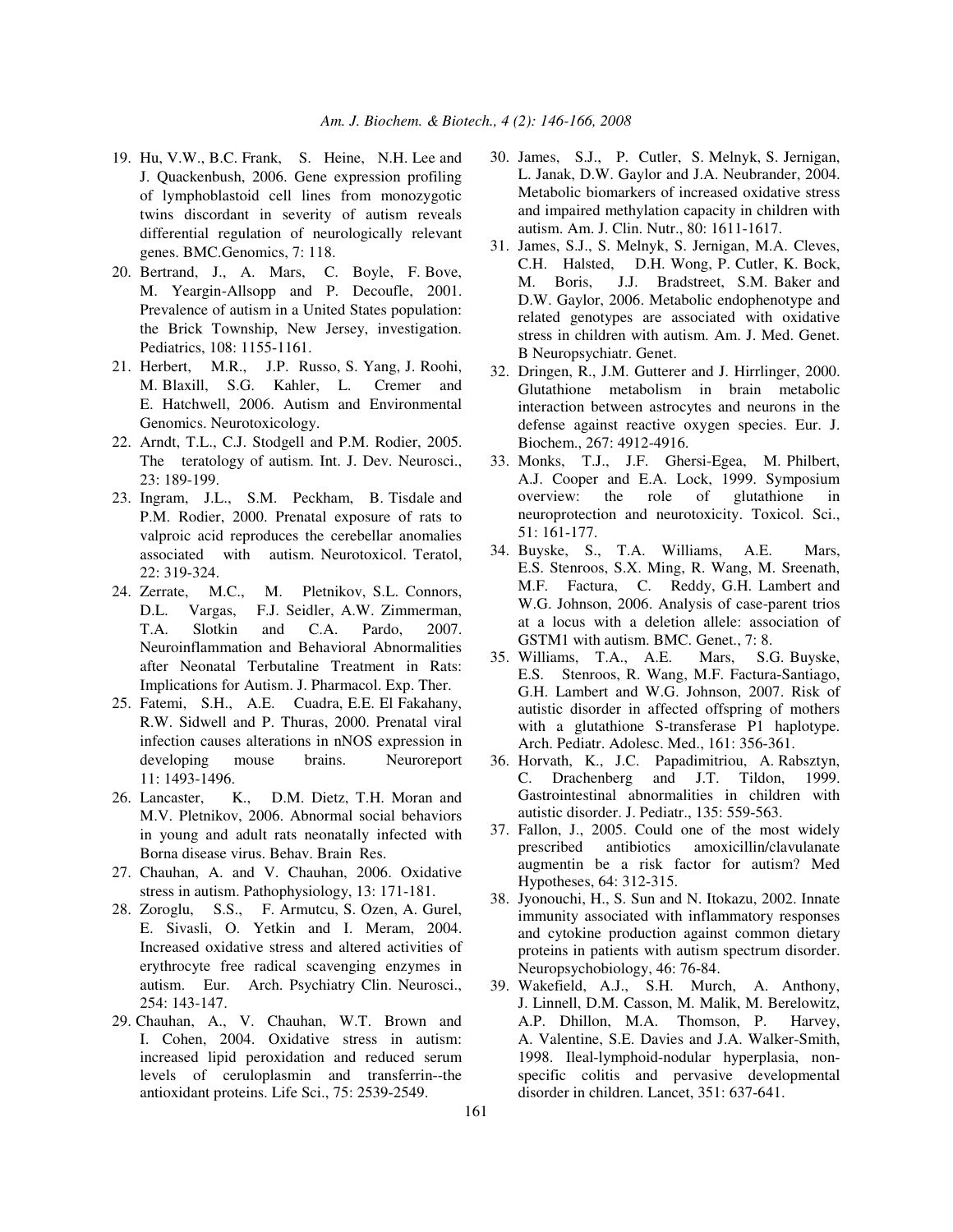19. Hu, V.W., B.C. Frank, S. Heine, N.H. Lee and J. Quackenbush, 2006. Gene expression profiling of lymphoblastoid cell lines from monozygotic twins discordant in severity of autism reveals differential regulation of neurologically relevant genes. BMC.Genomics, 7: 118.
20. Bertrand, J., A. Mars, C. Boyle, F. Bove, M. Yeargin-Allsopp and P. Decoufle, 2001. Prevalence of autism in a United States population: the Brick Township, New Jersey, investigation. Pediatrics, 108: 1155-1161.
21. Herbert, M.R., J.P. Russo, S. Yang, J. Roohi, M. Blaxill, S.G. Kahler, L. Cremer and E. Hatchwell, 2006. Autism and Environmental Genomics. Neurotoxicology.
22. Arndt, T.L., C.J. Stodgell and P.M. Rodier, 2005. The teratology of autism. Int. J. Dev. Neurosci., 23: 189-199.
23. Ingram, J.L., S.M. Peckham, B. Tisdale and P.M. Rodier, 2000. Prenatal exposure of rats to valproic acid reproduces the cerebellar anomalies associated with autism. Neurotoxicol. Teratol, 22: 319-324.
24. Zerrate, M.C., M. Pletnikov, S.L. Connors, D.L. Vargas, F.J. Seidler, A.W. Zimmerman, T.A. Slotkin and C.A. Pardo, 2007. Neuroinflammation and Behavioral Abnormalities after Neonatal Terbutaline Treatment in Rats: Implications for Autism. J. Pharmacol. Exp. Ther.
25. Fatemi, S.H., A.E. Cuadra, E.E. El Fakahany, R.W. Sidwell and P. Thuras, 2000. Prenatal viral infection causes alterations in nNOS expression in developing mouse brains. Neuroreport 11: 1493-1496.
26. Lancaster, K., D.M. Dietz, T.H. Moran and M.V. Pletnikov, 2006. Abnormal social behaviors in young and adult rats neonatally infected with Borna disease virus. Behav. Brain Res.
27. Chauhan, A. and V. Chauhan, 2006. Oxidative stress in autism. Pathophysiology, 13: 171-181.
28. Zoroglu, S.S., F. Armutcu, S. Ozen, A. Gurel, E. Sivasli, O. Yetkin and I. Meram, 2004. Increased oxidative stress and altered activities of erythrocyte free radical scavenging enzymes in autism. Eur. Arch. Psychiatry Clin. Neurosci., 254: 143-147.
29. Chauhan, A., V. Chauhan, W.T. Brown and I. Cohen, 2004. Oxidative stress in autism: increased lipid peroxidation and reduced serum levels of ceruloplasmin and transferrin--the antioxidant proteins. Life Sci., 75: 2539-2549.
30. James, S.J., P. Cutler, S. Melnyk, S. Jernigan, L. Janak, D.W. Gaylor and J.A. Neubrander, 2004. Metabolic biomarkers of increased oxidative stress and impaired methylation capacity in children with autism. Am. J. Clin. Nutr., 80: 1611-1617.
31. James, S.J., S. Melnyk, S. Jernigan, M.A. Cleves, C.H. Halsted, D.H. Wong, P. Cutler, K. Bock, M. Boris, J.J. Bradstreet, S.M. Baker and D.W. Gaylor, 2006. Metabolic endophenotype and related genotypes are associated with oxidative stress in children with autism. Am. J. Med. Genet. B Neuropsychiatr. Genet.
32. Dringen, R., J.M. Gutterer and J. Hirrlinger, 2000. Glutathione metabolism in brain metabolic interaction between astrocytes and neurons in the defense against reactive oxygen species. Eur. J. Biochem., 267: 4912-4916.
33. Monks, T.J., J.F. Ghersi-Egea, M. Philbert, A.J. Cooper and E.A. Lock, 1999. Symposium overview: the role of glutathione in neuroprotection and neurotoxicity. Toxicol. Sci., 51: 161-177.
34. Buyske, S., T.A. Williams, A.E. Mars, E.S. Stenroos, S.X. Ming, R. Wang, M. Sreenath, M.F. Factura, C. Reddy, G.H. Lambert and W.G. Johnson, 2006. Analysis of case-parent trios at a locus with a deletion allele: association of GSTM1 with autism. BMC. Genet., 7: 8.
35. Williams, T.A., A.E. Mars, S.G. Buyske, E.S. Stenroos, R. Wang, M.F. Factura-Santiago, G.H. Lambert and W.G. Johnson, 2007. Risk of autistic disorder in affected offspring of mothers with a glutathione S-transferase P1 haplotype. Arch. Pediatr. Adolesc. Med., 161: 356-361.
36. Horvath, K., J.C. Papadimitriou, A. Rabsztyn, C. Drachenberg and J.T. Tildon, 1999. Gastrointestinal abnormalities in children with autistic disorder. J. Pediatr., 135: 559-563.
37. Fallon, J., 2005. Could one of the most widely prescribed antibiotics amoxicillin/clavulanate augmentin be a risk factor for autism? Med Hypotheses, 64: 312-315.
38. Jyonouchi, H., S. Sun and N. Itokazu, 2002. Innate immunity associated with inflammatory responses and cytokine production against common dietary proteins in patients with autism spectrum disorder. Neuropsychobiology, 46: 76-84.
39. Wakefield, A.J., S.H. Murch, A. Anthony, J. Linnell, D.M. Casson, M. Malik, M. Berelowitz, A.P. Dhillon, M.A. Thomson, P. Harvey, A. Valentine, S.E. Davies and J.A. Walker-Smith, 1998. Ileal-lymphoid-nodular hyperplasia, non-specific colitis and pervasive developmental disorder in children. Lancet, 351: 637-641.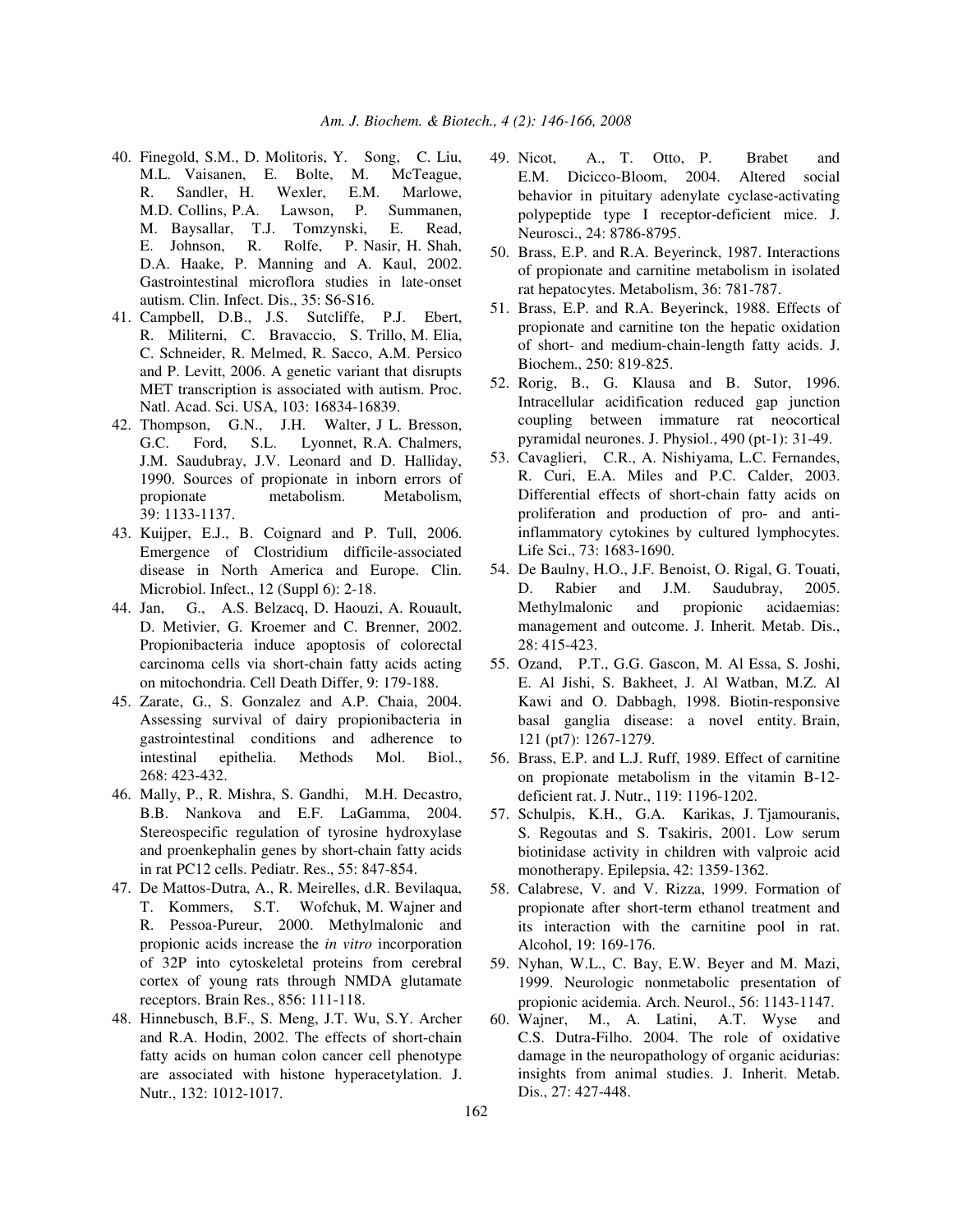40. Finegold, S.M., D. Molitoris, Y. Song, C. Liu, M.L. Vaisanen, E. Bolte, M. McTeague, R. Sandler, H. Wexler, E.M. Marlowe, M.D. Collins, P.A. Lawson, P. Summanen, M. Baysallar, T.J. Tomzynski, E. Read, E. Johnson, R. Rolfe, P. Nasir, H. Shah, D.A. Haake, P. Manning and A. Kaul, 2002. Gastrointestinal microflora studies in late-onset autism. Clin. Infect. Dis., 35: S6-S16.
41. Campbell, D.B., J.S. Sutcliffe, P.J. Ebert, R. Militerni, C. Bravaccio, S. Trillo, M. Elia, C. Schneider, R. Melmed, R. Sacco, A.M. Persico and P. Levitt, 2006. A genetic variant that disrupts MET transcription is associated with autism. Proc. Natl. Acad. Sci. USA, 103: 16834-16839.
42. Thompson, G.N., J.H. Walter, J L. Bresson, G.C. Ford, S.L. Lyonnet, R.A. Chalmers, J.M. Saudubray, J.V. Leonard and D. Halliday, 1990. Sources of propionate in inborn errors of propionate metabolism. Metabolism, 39: 1133-1137.
43. Kuijper, E.J., B. Coignard and P. Tull, 2006. Emergence of Clostridium difficile-associated disease in North America and Europe. Clin. Microbiol. Infect., 12 (Suppl 6): 2-18.
44. Jan, G., A.S. Belzacq, D. Haouzi, A. Rouault, D. Metivier, G. Kroemer and C. Brenner, 2002. Propionibacteria induce apoptosis of colorectal carcinoma cells via short-chain fatty acids acting on mitochondria. Cell Death Differ, 9: 179-188.
45. Zarate, G., S. Gonzalez and A.P. Chaia, 2004. Assessing survival of dairy propionibacteria in gastrointestinal conditions and adherence to intestinal epithelia. Methods Mol. Biol., 268: 423-432.
46. Mally, P., R. Mishra, S. Gandhi, M.H. Decastro, B.B. Nankova and E.F. LaGamma, 2004. Stereospecific regulation of tyrosine hydroxylase and proenkephalin genes by short-chain fatty acids in rat PC12 cells. Pediatr. Res., 55: 847-854.
47. De Mattos-Dutra, A., R. Meirelles, d.R. Bevilaqua, T. Kommers, S.T. Wofchuk, M. Wajner and R. Pessoa-Pureur, 2000. Methylmalonic and propionic acids increase the *in vitro* incorporation of 32P into cytoskeletal proteins from cerebral cortex of young rats through NMDA glutamate receptors. Brain Res., 856: 111-118.
48. Hinnebusch, B.F., S. Meng, J.T. Wu, S.Y. Archer and R.A. Hodin, 2002. The effects of short-chain fatty acids on human colon cancer cell phenotype are associated with histone hyperacetylation. J. Nutr., 132: 1012-1017.
49. Nicot, A., T. Otto, P. Brabet and E.M. Dicicco-Bloom, 2004. Altered social behavior in pituitary adenylate cyclase-activating polypeptide type I receptor-deficient mice. J. Neurosci., 24: 8786-8795.
50. Brass, E.P. and R.A. Beyerinck, 1987. Interactions of propionate and carnitine metabolism in isolated rat hepatocytes. Metabolism, 36: 781-787.
51. Brass, E.P. and R.A. Beyerinck, 1988. Effects of propionate and carnitine ton the hepatic oxidation of short- and medium-chain-length fatty acids. J. Biochem., 250: 819-825.
52. Rorig, B., G. Klausa and B. Sutor, 1996. Intracellular acidification reduced gap junction coupling between immature rat neocortical pyramidal neurones. J. Physiol., 490 (pt-1): 31-49.
53. Cavaglieri, C.R., A. Nishiyama, L.C. Fernandes, R. Curi, E.A. Miles and P.C. Calder, 2003. Differential effects of short-chain fatty acids on proliferation and production of pro- and anti-inflammatory cytokines by cultured lymphocytes. Life Sci., 73: 1683-1690.
54. De Baulny, H.O., J.F. Benoist, O. Rigal, G. Touati, D. Rabier and J.M. Saudubray, 2005. Methylmalonic and propionic acidaemias: management and outcome. J. Inherit. Metab. Dis., 28: 415-423.
55. Ozand, P.T., G.G. Gascon, M. Al Essa, S. Joshi, E. Al Jishi, S. Bakheet, J. Al Watban, M.Z. Al Kawi and O. Dabbagh, 1998. Biotin-responsive basal ganglia disease: a novel entity. Brain, 121 (pt7): 1267-1279.
56. Brass, E.P. and L.J. Ruff, 1989. Effect of carnitine on propionate metabolism in the vitamin B-12-deficient rat. J. Nutr., 119: 1196-1202.
57. Schulpis, K.H., G.A. Karikas, J. Tjamouranis, S. Regoutas and S. Tsakiris, 2001. Low serum biotinidase activity in children with valproic acid monotherapy. Epilepsia, 42: 1359-1362.
58. Calabrese, V. and V. Rizza, 1999. Formation of propionate after short-term ethanol treatment and its interaction with the carnitine pool in rat. Alcohol, 19: 169-176.
59. Nyhan, W.L., C. Bay, E.W. Beyer and M. Mazi, 1999. Neurologic nonmetabolic presentation of propionic acidemia. Arch. Neurol., 56: 1143-1147.
60. Wajner, M., A. Latini, A.T. Wyse and C.S. Dutra-Filho. 2004. The role of oxidative damage in the neuropathology of organic acidurias: insights from animal studies. J. Inherit. Metab. Dis., 27: 427-448.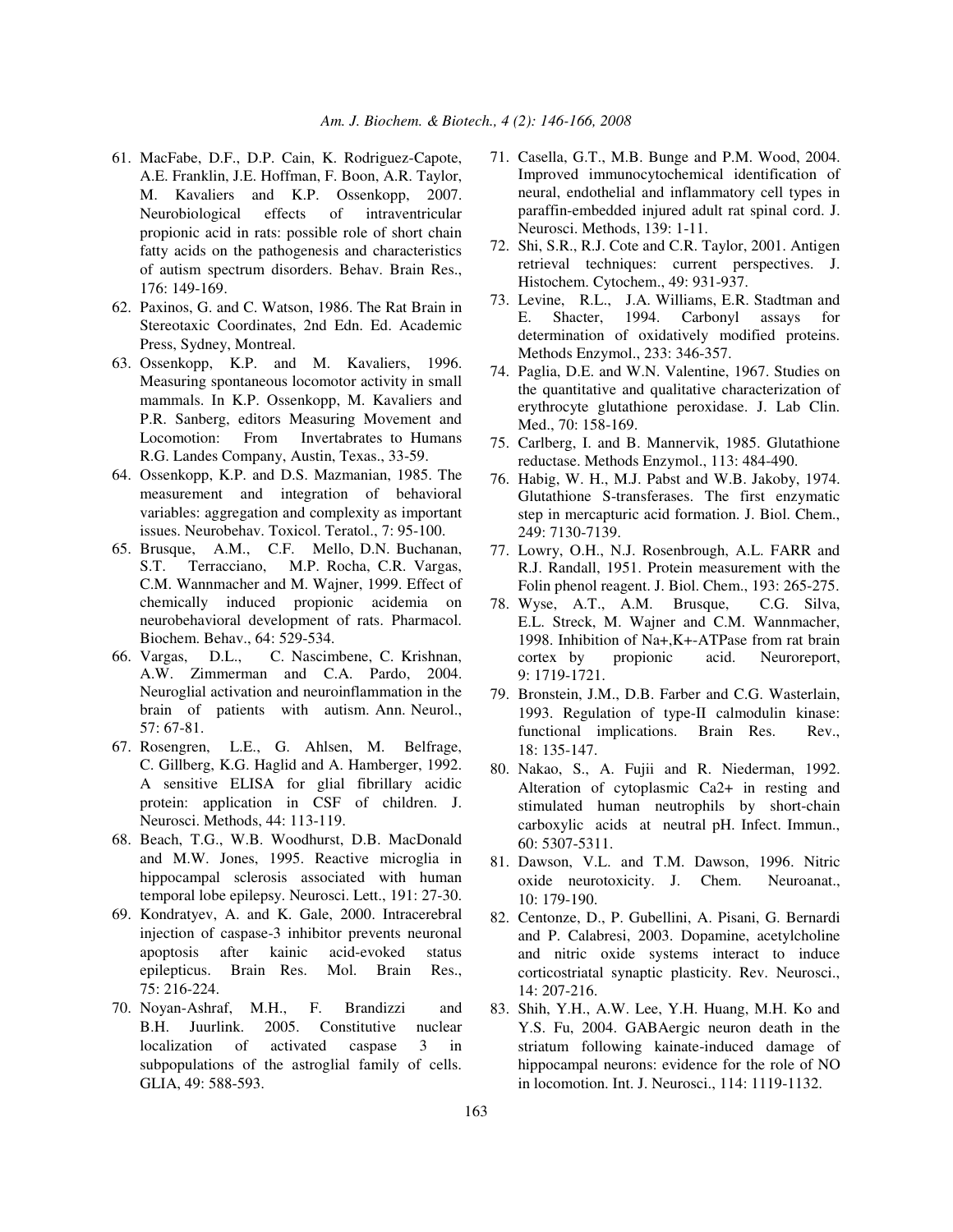61. MacFabe, D.F., D.P. Cain, K. Rodriguez-Capote, A.E. Franklin, J.E. Hoffman, F. Boon, A.R. Taylor, M. Kavaliers and K.P. Ossenkopp, 2007. Neurobiological effects of intraventricular propionic acid in rats: possible role of short chain fatty acids on the pathogenesis and characteristics of autism spectrum disorders. Behav. Brain Res., 176: 149-169.
62. Paxinos, G. and C. Watson, 1986. The Rat Brain in Stereotaxic Coordinates, 2nd Edn. Ed. Academic Press, Sydney, Montreal.
63. Ossenkopp, K.P. and M. Kavaliers, 1996. Measuring spontaneous locomotor activity in small mammals. In K.P. Ossenkopp, M. Kavaliers and P.R. Sanberg, editors Measuring Movement and Locomotion: From Invertabrates to Humans R.G. Landes Company, Austin, Texas., 33-59.
64. Ossenkopp, K.P. and D.S. Mazmanian, 1985. The measurement and integration of behavioral variables: aggregation and complexity as important issues. Neurobehav. Toxicol. Teratol., 7: 95-100.
65. Brusque, A.M., C.F. Mello, D.N. Buchanan, S.T. Terracciano, M.P. Rocha, C.R. Vargas, C.M. Wannmacher and M. Wajner, 1999. Effect of chemically induced propionic acidemia on neurobehavioral development of rats. Pharmacol. Biochem. Behav., 64: 529-534.
66. Vargas, D.L., C. Nascimbene, C. Krishnan, A.W. Zimmerman and C.A. Pardo, 2004. Neuroglial activation and neuroinflammation in the brain of patients with autism. Ann. Neurol., 57: 67-81.
67. Rosengren, L.E., G. Ahlsen, M. Belfrage, C. Gillberg, K.G. Haglid and A. Hamberger, 1992. A sensitive ELISA for glial fibrillary acidic protein: application in CSF of children. J. Neurosci. Methods, 44: 113-119.
68. Beach, T.G., W.B. Woodhurst, D.B. MacDonald and M.W. Jones, 1995. Reactive microglia in hippocampal sclerosis associated with human temporal lobe epilepsy. Neurosci. Lett., 191: 27-30.
69. Kondratyev, A. and K. Gale, 2000. Intracerebral injection of caspase-3 inhibitor prevents neuronal apoptosis after kainic acid-evoked status epilepticus. Brain Res. Mol. Brain Res., 75: 216-224.
70. Noyan-Ashraf, M.H., F. Brandizzi and B.H. Juurlink. 2005. Constitutive nuclear localization of activated caspase 3 in subpopulations of the astroglial family of cells. GLIA, 49: 588-593.
71. Casella, G.T., M.B. Bunge and P.M. Wood, 2004. Improved immunocytochemical identification of neural, endothelial and inflammatory cell types in paraffin-embedded injured adult rat spinal cord. J. Neurosci. Methods, 139: 1-11.
72. Shi, S.R., R.J. Cote and C.R. Taylor, 2001. Antigen retrieval techniques: current perspectives. J. Histochem. Cytochem., 49: 931-937.
73. Levine, R.L., J.A. Williams, E.R. Stadtman and E. Shacter, 1994. Carbonyl assays for determination of oxidatively modified proteins. Methods Enzymol., 233: 346-357.
74. Paglia, D.E. and W.N. Valentine, 1967. Studies on the quantitative and qualitative characterization of erythrocyte glutathione peroxidase. J. Lab Clin. Med., 70: 158-169.
75. Carlberg, I. and B. Mannervik, 1985. Glutathione reductase. Methods Enzymol., 113: 484-490.
76. Habig, W. H., M.J. Pabst and W.B. Jakoby, 1974. Glutathione S-transferases. The first enzymatic step in mercapturic acid formation. J. Biol. Chem., 249: 7130-7139.
77. Lowry, O.H., N.J. Rosenbrough, A.L. FARR and R.J. Randall, 1951. Protein measurement with the Folin phenol reagent. J. Biol. Chem., 193: 265-275.
78. Wyse, A.T., A.M. Brusque, C.G. Silva, E.L. Streck, M. Wajner and C.M. Wannmacher, 1998. Inhibition of Na+,K+-ATPase from rat brain cortex by propionic acid. Neuroreport, 9: 1719-1721.
79. Bronstein, J.M., D.B. Farber and C.G. Wasterlain, 1993. Regulation of type-II calmodulin kinase: functional implications. Brain Res. Rev., 18: 135-147.
80. Nakao, S., A. Fujii and R. Niederman, 1992. Alteration of cytoplasmic Ca2+ in resting and stimulated human neutrophils by short-chain carboxylic acids at neutral pH. Infect. Immun., 60: 5307-5311.
81. Dawson, V.L. and T.M. Dawson, 1996. Nitric oxide neurotoxicity. J. Chem. Neuroanat., 10: 179-190.
82. Centonze, D., P. Gubellini, A. Pisani, G. Bernardi and P. Calabresi, 2003. Dopamine, acetylcholine and nitric oxide systems interact to induce corticostriatal synaptic plasticity. Rev. Neurosci., 14: 207-216.
83. Shih, Y.H., A.W. Lee, Y.H. Huang, M.H. Ko and Y.S. Fu, 2004. GABAergic neuron death in the striatum following kainate-induced damage of hippocampal neurons: evidence for the role of NO in locomotion. Int. J. Neurosci., 114: 1119-1132.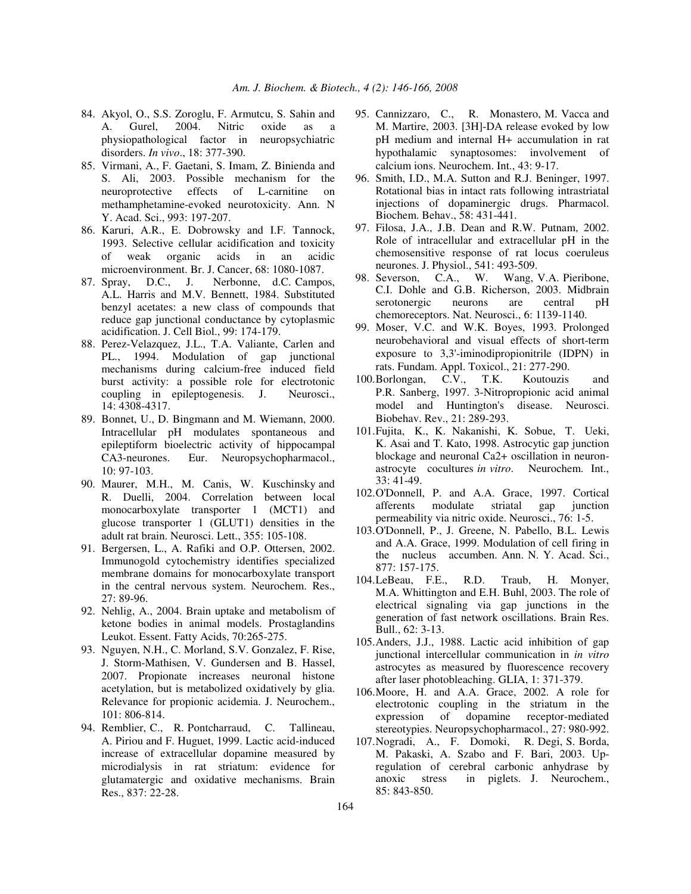84. Akyol, O., S.S. Zoroglu, F. Armutcu, S. Sahin and A. Gurel, 2004. Nitric oxide as a physiopathological factor in neuropsychiatric disorders. *In vivo*., 18: 377-390.
85. Virmani, A., F. Gaetani, S. Imam, Z. Binienda and S. Ali, 2003. Possible mechanism for the neuroprotective effects of L-carnitine on methamphetamine-evoked neurotoxicity. Ann. N Y. Acad. Sci., 993: 197-207.
86. Karuri, A.R., E. Dobrowsky and I.F. Tannock, 1993. Selective cellular acidification and toxicity of weak organic acids in an acidic microenvironment. Br. J. Cancer, 68: 1080-1087.
87. Spray, D.C., J. Nerbonne, d.C. Campos, A.L. Harris and M.V. Bennett, 1984. Substituted benzyl acetates: a new class of compounds that reduce gap junctional conductance by cytoplasmic acidification. J. Cell Biol., 99: 174-179.
88. Perez-Velazquez, J.L., T.A. Valiante, Carlen and PL., 1994. Modulation of gap junctional mechanisms during calcium-free induced field burst activity: a possible role for electrotonic coupling in epileptogenesis. J. Neurosci., 14: 4308-4317.
89. Bonnet, U., D. Bingmann and M. Wiemann, 2000. Intracellular pH modulates spontaneous and epileptiform bioelectric activity of hippocampal CA3-neurones. Eur. Neuropsychopharmacol., 10: 97-103.
90. Maurer, M.H., M. Canis, W. Kuschinsky and R. Duelli, 2004. Correlation between local monocarboxylate transporter 1 (MCT1) and glucose transporter 1 (GLUT1) densities in the adult rat brain. Neurosci. Lett., 355: 105-108.
91. Bergersen, L., A. Rafiki and O.P. Ottersen, 2002. Immunogold cytochemistry identifies specialized membrane domains for monocarboxylate transport in the central nervous system. Neurochem. Res., 27: 89-96.
92. Nehlig, A., 2004. Brain uptake and metabolism of ketone bodies in animal models. Prostaglandins Leukot. Essent. Fatty Acids, 70:265-275.
93. Nguyen, N.H., C. Morland, S.V. Gonzalez, F. Rise, J. Storm-Mathisen, V. Gundersen and B. Hassel, 2007. Propionate increases neuronal histone acetylation, but is metabolized oxidatively by glia. Relevance for propionic acidemia. J. Neurochem., 101: 806-814.
94. Remblier, C., R. Pontcharraud, C. Tallineau, A. Piriou and F. Huguet, 1999. Lactic acid-induced increase of extracellular dopamine measured by microdialysis in rat striatum: evidence for glutamatergic and oxidative mechanisms. Brain Res., 837: 22-28.
95. Cannizzaro, C., R. Monastero, M. Vacca and M. Martire, 2003. [3H]-DA release evoked by low pH medium and internal H+ accumulation in rat hypothalamic synaptosomes: involvement of calcium ions. Neurochem. Int., 43: 9-17.
96. Smith, I.D., M.A. Sutton and R.J. Beninger, 1997. Rotational bias in intact rats following intrastriatal injections of dopaminergic drugs. Pharmacol. Biochem. Behav., 58: 431-441.
97. Filosa, J.A., J.B. Dean and R.W. Putnam, 2002. Role of intracellular and extracellular pH in the chemosensitive response of rat locus coeruleus neurones. J. Physiol., 541: 493-509.
98. Severson, C.A., W. Wang, V.A. Pieribone, C.I. Dohle and G.B. Richerson, 2003. Midbrain serotonergic neurons are central pH chemoreceptors. Nat. Neurosci., 6: 1139-1140.
99. Moser, V.C. and W.K. Boyes, 1993. Prolonged neurobehavioral and visual effects of short-term exposure to 3,3'-iminodipropionitrile (IDPN) in rats. Fundam. Appl. Toxicol., 21: 277-290.
100. Borlongan, C.V., T.K. Koutouzis and P.R. Sanberg, 1997. 3-Nitropropionic acid animal model and Huntington's disease. Neurosci. Biobehav. Rev., 21: 289-293.
101. Fujita, K., K. Nakanishi, K. Sobue, T. Ueki, K. Asai and T. Kato, 1998. Astrocytic gap junction blockage and neuronal Ca2+ oscillation in neuron-astrocyte cocultures *in vitro*. Neurochem. Int., 33: 41-49.
102. O'Donnell, P. and A.A. Grace, 1997. Cortical afferents modulate striatal gap junction permeability via nitric oxide. Neurosci., 76: 1-5.
103. O'Donnell, P., J. Greene, N. Pabello, B.L. Lewis and A.A. Grace, 1999. Modulation of cell firing in the nucleus accumben. Ann. N. Y. Acad. Sci., 877: 157-175.
104. LeBeau, F.E., R.D. Traub, H. Monyer, M.A. Whittington and E.H. Buhl, 2003. The role of electrical signaling via gap junctions in the generation of fast network oscillations. Brain Res. Bull., 62: 3-13.
105. Anders, J.J., 1988. Lactic acid inhibition of gap junctional intercellular communication in *in vitro* astrocytes as measured by fluorescence recovery after laser photobleaching. GLIA, 1: 371-379.
106. Moore, H. and A.A. Grace, 2002. A role for electrotonic coupling in the striatum in the expression of dopamine receptor-mediated stereotypies. Neuropsychopharmacol., 27: 980-992.
107. Nogradi, A., F. Domoki, R. Degi, S. Borda, M. Pakaski, A. Szabo and F. Bari, 2003. Up-regulation of cerebral carbonic anhydrase by anoxic stress in piglets. J. Neurochem., 85: 843-850.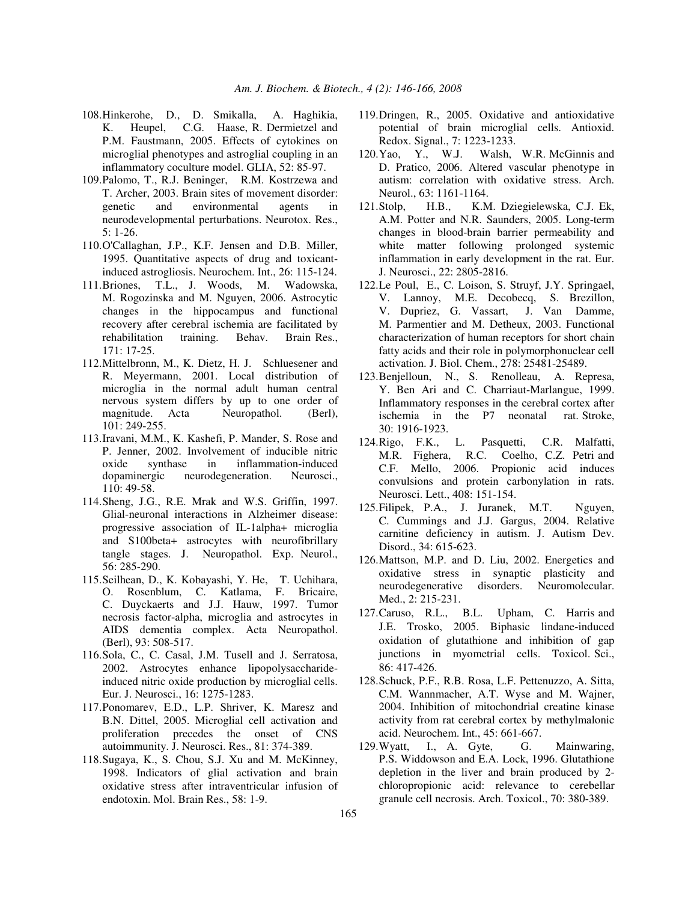108. Hinkerohe, D., D. Smikalla, A. Haghikia, K. Heupel, C.G. Haase, R. Dermietzel and P.M. Faustmann, 2005. Effects of cytokines on microglial phenotypes and astroglial coupling in an inflammatory coculture model. GLIA, 52: 85-97.
109. Palomo, T., R.J. Beninger, R.M. Kostrzewa and T. Archer, 2003. Brain sites of movement disorder: genetic and environmental agents in neurodevelopmental perturbations. Neurotox. Res., 5: 1-26.
110. O'Callaghan, J.P., K.F. Jensen and D.B. Miller, 1995. Quantitative aspects of drug and toxicant-induced astrogliosis. Neurochem. Int., 26: 115-124.
111. Briones, T.L., J. Woods, M. Wadowska, M. Rogozinska and M. Nguyen, 2006. Astrocytic changes in the hippocampus and functional recovery after cerebral ischemia are facilitated by rehabilitation training. Behav. Brain Res., 171: 17-25.
112. Mittelbronn, M., K. Dietz, H. J. Schluesener and R. Meyermann, 2001. Local distribution of microglia in the normal adult human central nervous system differs by up to one order of magnitude. Acta Neuropathol. (Berl), 101: 249-255.
113. Iravani, M.M., K. Kashefi, P. Mander, S. Rose and P. Jenner, 2002. Involvement of inducible nitric oxide synthase in inflammation-induced dopaminergic neurodegeneration. Neurosci., 110: 49-58.
114. Sheng, J.G., R.E. Mrak and W.S. Griffin, 1997. Glial-neuronal interactions in Alzheimer disease: progressive association of IL-1alpha+ microglia and S100beta+ astrocytes with neurofibrillary tangle stages. J. Neuropathol. Exp. Neurol., 56: 285-290.
115. Seilhean, D., K. Kobayashi, Y. He, T. Uchihara, O. Rosenblum, C. Katlama, F. Bricaire, C. Duyckaerts and J.J. Hauw, 1997. Tumor necrosis factor-alpha, microglia and astrocytes in AIDS dementia complex. Acta Neuropathol. (Berl), 93: 508-517.
116. Sola, C., C. Casal, J.M. Tusell and J. Serratosa, 2002. Astrocytes enhance lipopolysaccharide-induced nitric oxide production by microglial cells. Eur. J. Neurosci., 16: 1275-1283.
117. Ponomarev, E.D., L.P. Shriver, K. Maresz and B.N. Dittel, 2005. Microglial cell activation and proliferation precedes the onset of CNS autoimmunity. J. Neurosci. Res., 81: 374-389.
118. Sugaya, K., S. Chou, S.J. Xu and M. McKinney, 1998. Indicators of glial activation and brain oxidative stress after intraventricular infusion of endotoxin. Mol. Brain Res., 58: 1-9.
119. Dringen, R., 2005. Oxidative and antioxidative potential of brain microglial cells. Antioxid. Redox. Signal., 7: 1223-1233.
120. Yao, Y., W.J. Walsh, W.R. McGinnis and D. Pratico, 2006. Altered vascular phenotype in autism: correlation with oxidative stress. Arch. Neurol., 63: 1161-1164.
121. Stolp, H.B., K.M. Dziegielewska, C.J. Ek, A.M. Potter and N.R. Saunders, 2005. Long-term changes in blood-brain barrier permeability and white matter following prolonged systemic inflammation in early development in the rat. Eur. J. Neurosci., 22: 2805-2816.
122. Le Poul, E., C. Loison, S. Struyf, J.Y. Springael, V. Lannoy, M.E. Decobecq, S. Brezillon, V. Dupriez, G. Vassart, J. Van Damme, M. Parmentier and M. Detheux, 2003. Functional characterization of human receptors for short chain fatty acids and their role in polymorphonuclear cell activation. J. Biol. Chem., 278: 25481-25489.
123. Benjelloun, N., S. Renolleau, A. Represa, Y. Ben Ari and C. Charriaut-Marlangue, 1999. Inflammatory responses in the cerebral cortex after ischemia in the P7 neonatal rat. Stroke, 30: 1916-1923.
124. Rigo, F.K., L. Pasquetti, C.R. Malfatti, M.R. Fighera, R.C. Coelho, C.Z. Petri and C.F. Mello, 2006. Propionic acid induces convulsions and protein carbonylation in rats. Neurosci. Lett., 408: 151-154.
125. Filipek, P.A., J. Juranek, M.T. Nguyen, C. Cummings and J.J. Gargus, 2004. Relative carnitine deficiency in autism. J. Autism Dev. Disord., 34: 615-623.
126. Mattson, M.P. and D. Liu, 2002. Energetics and oxidative stress in synaptic plasticity and neurodegenerative disorders. Neuromolecular. Med., 2: 215-231.
127. Caruso, R.L., B.L. Upham, C. Harris and J.E. Trosko, 2005. Biphasic lindane-induced oxidation of glutathione and inhibition of gap junctions in myometrial cells. Toxicol. Sci., 86: 417-426.
128. Schuck, P.F., R.B. Rosa, L.F. Pettenuzzo, A. Sitta, C.M. Wannmacher, A.T. Wyse and M. Wajner, 2004. Inhibition of mitochondrial creatine kinase activity from rat cerebral cortex by methylmalonic acid. Neurochem. Int., 45: 661-667.
129. Wyatt, I., A. Gyte, G. Mainwaring, P.S. Widdowson and E.A. Lock, 1996. Glutathione depletion in the liver and brain produced by 2-chloropropionic acid: relevance to cerebellar granule cell necrosis. Arch. Toxicol., 70: 380-389.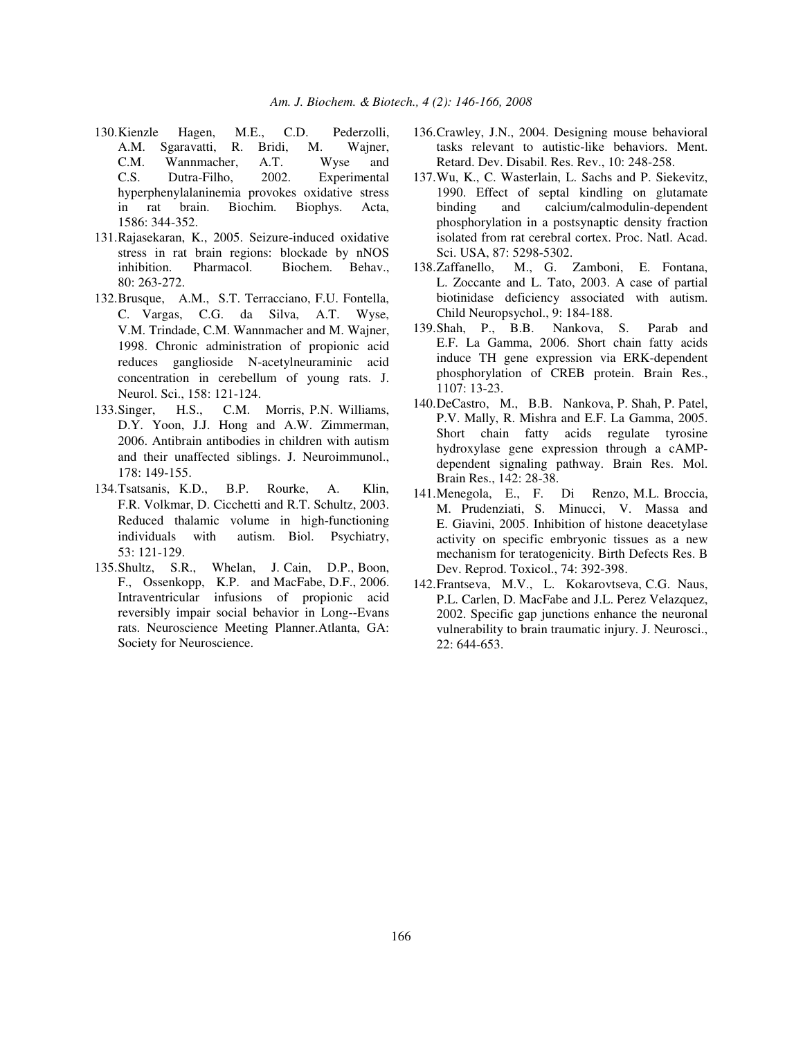130. Kienzle Hagen, M.E., C.D. Pederzolli, A.M. Sgaravatti, R. Bridi, M. Wajner, C.M. Wannmacher, A.T. Wyse and C.S. Dutra-Filho, 2002. Experimental hyperphenylalaninemia provokes oxidative stress in rat brain. Biochim. Biophys. Acta, 1586: 344-352.

131. Rajasekaran, K., 2005. Seizure-induced oxidative stress in rat brain regions: blockade by nNOS inhibition. Pharmacol. Biochem. Behav., 80: 263-272.

132. Brusque, A.M., S.T. Terracciano, F.U. Fontella, C. Vargas, C.G. da Silva, A.T. Wyse, V.M. Trindade, C.M. Wannmacher and M. Wajner, 1998. Chronic administration of propionic acid reduces ganglioside N-acetylneuraminic acid concentration in cerebellum of young rats. J. Neurol. Sci., 158: 121-124.

133. Singer, H.S., C.M. Morris, P.N. Williams, D.Y. Yoon, J.J. Hong and A.W. Zimmerman, 2006. Antibrain antibodies in children with autism and their unaffected siblings. J. Neuroimmunol., 178: 149-155.

134. Tsatsanis, K.D., B.P. Rourke, A. Klin, F.R. Volkmar, D. Cicchetti and R.T. Schultz, 2003. Reduced thalamic volume in high-functioning individuals with autism. Biol. Psychiatry, 53: 121-129.

135. Shultz, S.R., Whelan, J. Cain, D.P., Boon, F., Ossenkopp, K.P. and MacFabe, D.F., 2006. Intraventricular infusions of propionic acid reversibly impair social behavior in Long--Evans rats. Neuroscience Meeting Planner.Atlanta, GA: Society for Neuroscience.

136. Crawley, J.N., 2004. Designing mouse behavioral tasks relevant to autistic-like behaviors. Ment. Retard. Dev. Disabil. Res. Rev., 10: 248-258.

137. Wu, K., C. Wasterlain, L. Sachs and P. Siekevitz, 1990. Effect of septal kindling on glutamate binding and calcium/calmodulin-dependent phosphorylation in a postsynaptic density fraction isolated from rat cerebral cortex. Proc. Natl. Acad. Sci. USA, 87: 5298-5302.

138. Zaffanello, M., G. Zamboni, E. Fontana, L. Zoccante and L. Tato, 2003. A case of partial biotinidase deficiency associated with autism. Child Neuropsychol., 9: 184-188.

139. Shah, P., B.B. Nankova, S. Parab and E.F. La Gamma, 2006. Short chain fatty acids induce TH gene expression via ERK-dependent phosphorylation of CREB protein. Brain Res., 1107: 13-23.

140. DeCastro, M., B.B. Nankova, P. Shah, P. Patel, P.V. Mally, R. Mishra and E.F. La Gamma, 2005. Short chain fatty acids regulate tyrosine hydroxylase gene expression through a cAMP-dependent signaling pathway. Brain Res. Mol. Brain Res., 142: 28-38.

141. Menegola, E., F. Di Renzo, M.L. Broccia, M. Prudenziati, S. Minucci, V. Massa and E. Giavini, 2005. Inhibition of histone deacetylase activity on specific embryonic tissues as a new mechanism for teratogenicity. Birth Defects Res. B Dev. Reprod. Toxicol., 74: 392-398.

142. Frantseva, M.V., L. Kokarovtseva, C.G. Naus, P.L. Carlen, D. MacFabe and J.L. Perez Velazquez, 2002. Specific gap junctions enhance the neuronal vulnerability to brain traumatic injury. J. Neurosci., 22: 644-653.